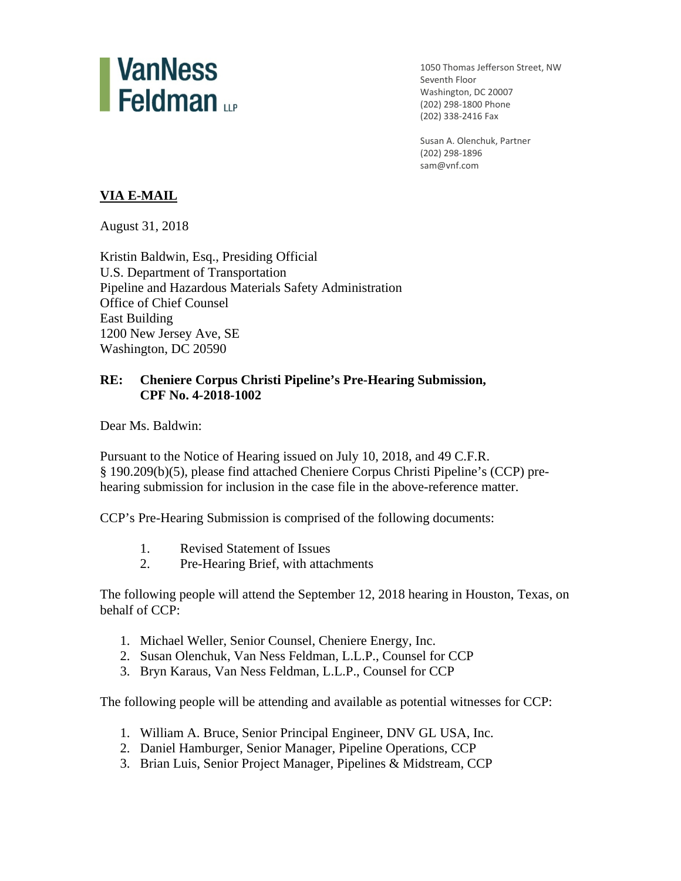**VanNess Feldman LLP**

1050 Thomas Jefferson Street, NW
Seventh Floor
Washington, DC 20007
(202) 298-1800 Phone
(202) 338-2416 Fax

Susan A. Olenchuk, Partner
(202) 298-1896
sam@vnf.com

**VIA E-MAIL**

August 31, 2018

Kristin Baldwin, Esq., Presiding Official
U.S. Department of Transportation
Pipeline and Hazardous Materials Safety Administration
Office of Chief Counsel
East Building
1200 New Jersey Ave, SE
Washington, DC 20590

**RE: Cheniere Corpus Christi Pipeline's Pre-Hearing Submission, CPF No. 4-2018-1002**

Dear Ms. Baldwin:

Pursuant to the Notice of Hearing issued on July 10, 2018, and 49 C.F.R. § 190.209(b)(5), please find attached Cheniere Corpus Christi Pipeline's (CCP) pre-hearing submission for inclusion in the case file in the above-reference matter.

CCP's Pre-Hearing Submission is comprised of the following documents:

1. Revised Statement of Issues
2. Pre-Hearing Brief, with attachments

The following people will attend the September 12, 2018 hearing in Houston, Texas, on behalf of CCP:

1. Michael Weller, Senior Counsel, Cheniere Energy, Inc.
2. Susan Olenchuk, Van Ness Feldman, L.L.P., Counsel for CCP
3. Bryn Karaus, Van Ness Feldman, L.L.P., Counsel for CCP

The following people will be attending and available as potential witnesses for CCP:

1. William A. Bruce, Senior Principal Engineer, DNV GL USA, Inc.
2. Daniel Hamburger, Senior Manager, Pipeline Operations, CCP
3. Brian Luis, Senior Project Manager, Pipelines & Midstream, CCP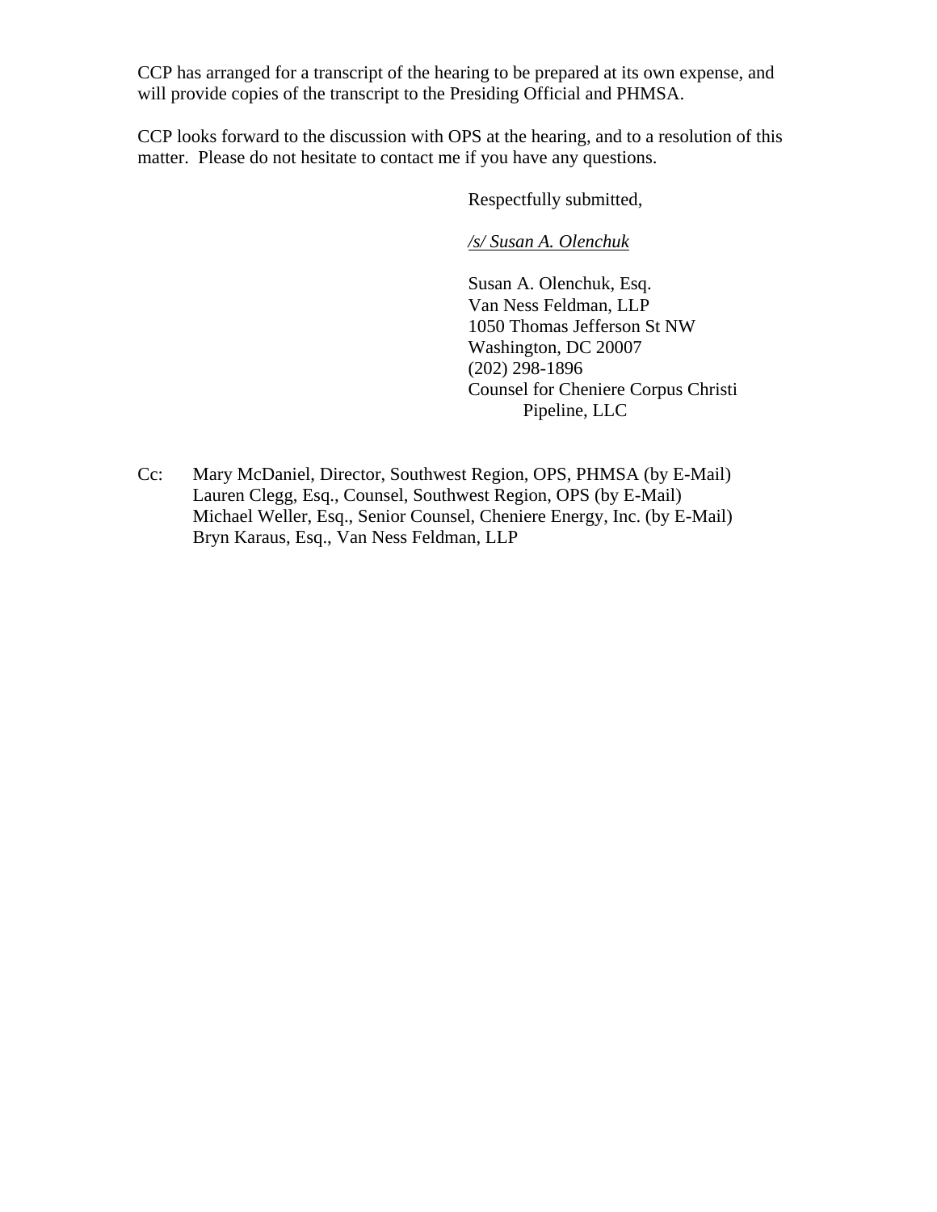CCP has arranged for a transcript of the hearing to be prepared at its own expense, and will provide copies of the transcript to the Presiding Official and PHMSA.

CCP looks forward to the discussion with OPS at the hearing, and to a resolution of this matter. Please do not hesitate to contact me if you have any questions.

Respectfully submitted,

*/s/ Susan A. Olenchuk*

Susan A. Olenchuk, Esq.
Van Ness Feldman, LLP
1050 Thomas Jefferson St NW
Washington, DC 20007
(202) 298-1896
Counsel for Cheniere Corpus Christi Pipeline, LLC

Cc: Mary McDaniel, Director, Southwest Region, OPS, PHMSA (by E-Mail)
Lauren Clegg, Esq., Counsel, Southwest Region, OPS (by E-Mail)
Michael Weller, Esq., Senior Counsel, Cheniere Energy, Inc. (by E-Mail)
Bryn Karaus, Esq., Van Ness Feldman, LLP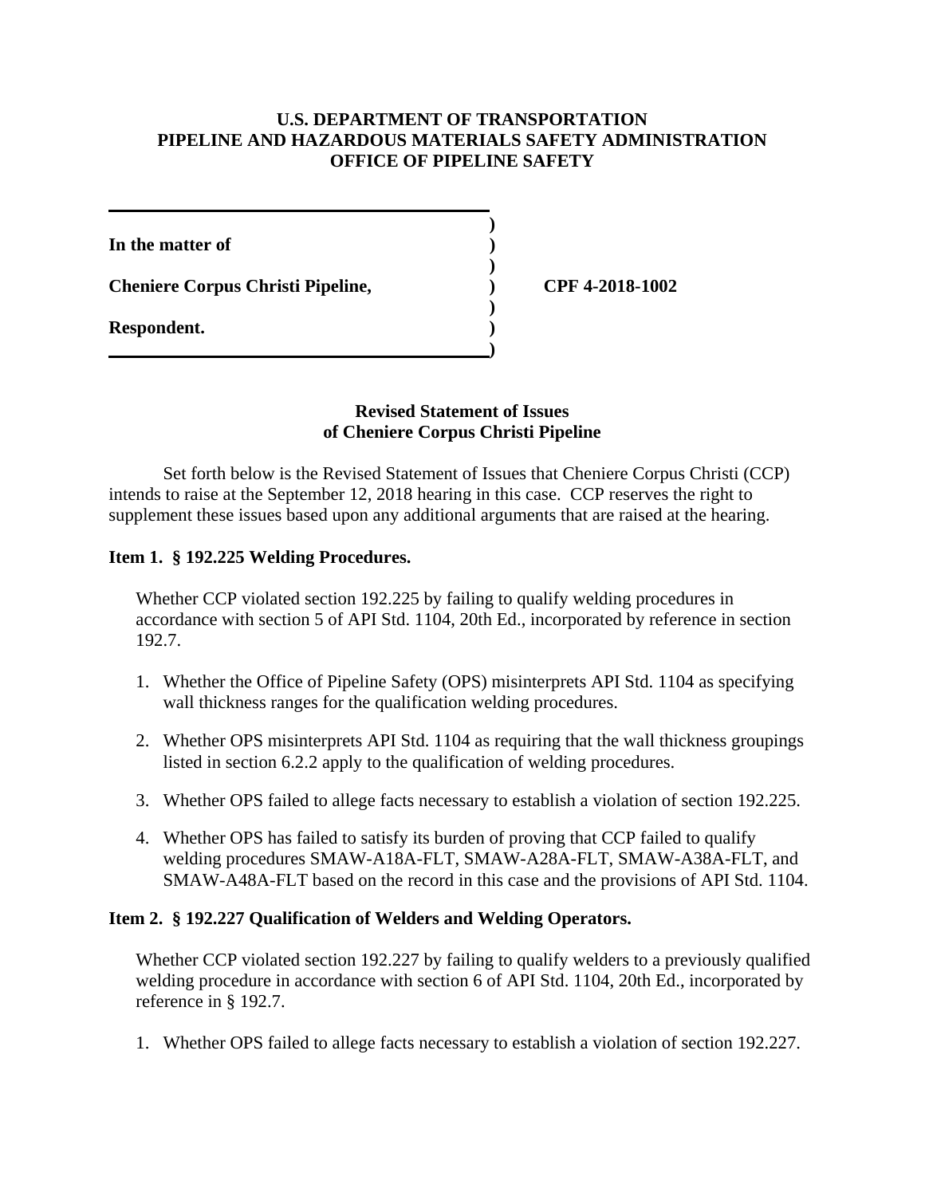**U.S. DEPARTMENT OF TRANSPORTATION**
**PIPELINE AND HAZARDOUS MATERIALS SAFETY ADMINISTRATION**
**OFFICE OF PIPELINE SAFETY**

| | | |
|---|---|---|
| **In the matter of** | **)** | |
| **Cheniere Corpus Christi Pipeline,** | **)** | **CPF 4-2018-1002** |
| **Respondent.** | **)** | |

**Revised Statement of Issues**
**of Cheniere Corpus Christi Pipeline**

Set forth below is the Revised Statement of Issues that Cheniere Corpus Christi (CCP) intends to raise at the September 12, 2018 hearing in this case. CCP reserves the right to supplement these issues based upon any additional arguments that are raised at the hearing.

**Item 1. § 192.225 Welding Procedures.**

Whether CCP violated section 192.225 by failing to qualify welding procedures in accordance with section 5 of API Std. 1104, 20th Ed., incorporated by reference in section 192.7.

1. Whether the Office of Pipeline Safety (OPS) misinterprets API Std. 1104 as specifying wall thickness ranges for the qualification welding procedures.
2. Whether OPS misinterprets API Std. 1104 as requiring that the wall thickness groupings listed in section 6.2.2 apply to the qualification of welding procedures.
3. Whether OPS failed to allege facts necessary to establish a violation of section 192.225.
4. Whether OPS has failed to satisfy its burden of proving that CCP failed to qualify welding procedures SMAW-A18A-FLT, SMAW-A28A-FLT, SMAW-A38A-FLT, and SMAW-A48A-FLT based on the record in this case and the provisions of API Std. 1104.

**Item 2. § 192.227 Qualification of Welders and Welding Operators.**

Whether CCP violated section 192.227 by failing to qualify welders to a previously qualified welding procedure in accordance with section 6 of API Std. 1104, 20th Ed., incorporated by reference in § 192.7.

1. Whether OPS failed to allege facts necessary to establish a violation of section 192.227.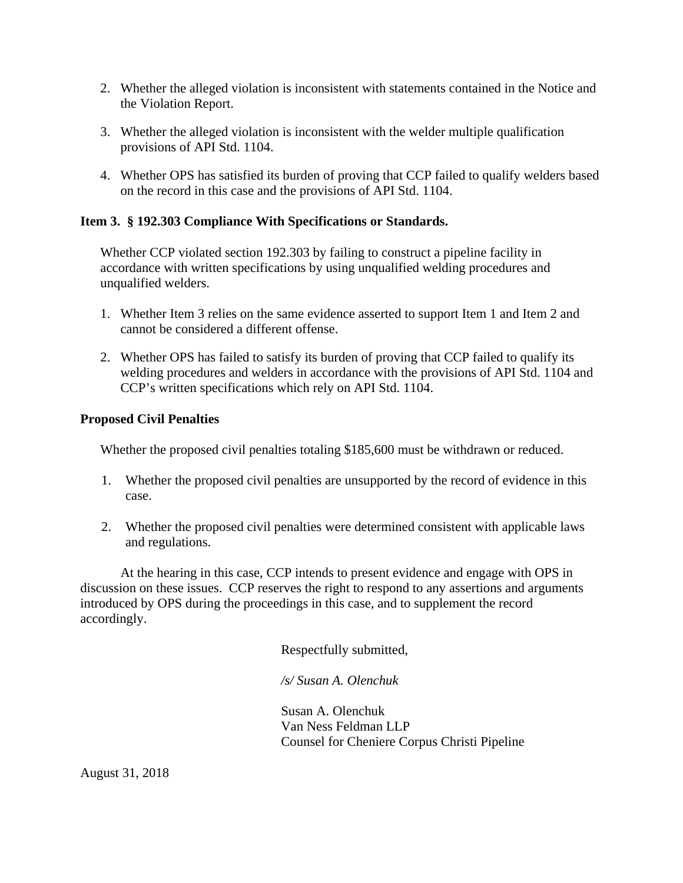2. Whether the alleged violation is inconsistent with statements contained in the Notice and the Violation Report.

3. Whether the alleged violation is inconsistent with the welder multiple qualification provisions of API Std. 1104.

4. Whether OPS has satisfied its burden of proving that CCP failed to qualify welders based on the record in this case and the provisions of API Std. 1104.

**Item 3. § 192.303 Compliance With Specifications or Standards.**

Whether CCP violated section 192.303 by failing to construct a pipeline facility in accordance with written specifications by using unqualified welding procedures and unqualified welders.

1. Whether Item 3 relies on the same evidence asserted to support Item 1 and Item 2 and cannot be considered a different offense.

2. Whether OPS has failed to satisfy its burden of proving that CCP failed to qualify its welding procedures and welders in accordance with the provisions of API Std. 1104 and CCP's written specifications which rely on API Std. 1104.

**Proposed Civil Penalties**

Whether the proposed civil penalties totaling $185,600 must be withdrawn or reduced.

1. Whether the proposed civil penalties are unsupported by the record of evidence in this case.

2. Whether the proposed civil penalties were determined consistent with applicable laws and regulations.

At the hearing in this case, CCP intends to present evidence and engage with OPS in discussion on these issues. CCP reserves the right to respond to any assertions and arguments introduced by OPS during the proceedings in this case, and to supplement the record accordingly.

Respectfully submitted,

*/s/ Susan A. Olenchuk*

Susan A. Olenchuk
Van Ness Feldman LLP
Counsel for Cheniere Corpus Christi Pipeline

August 31, 2018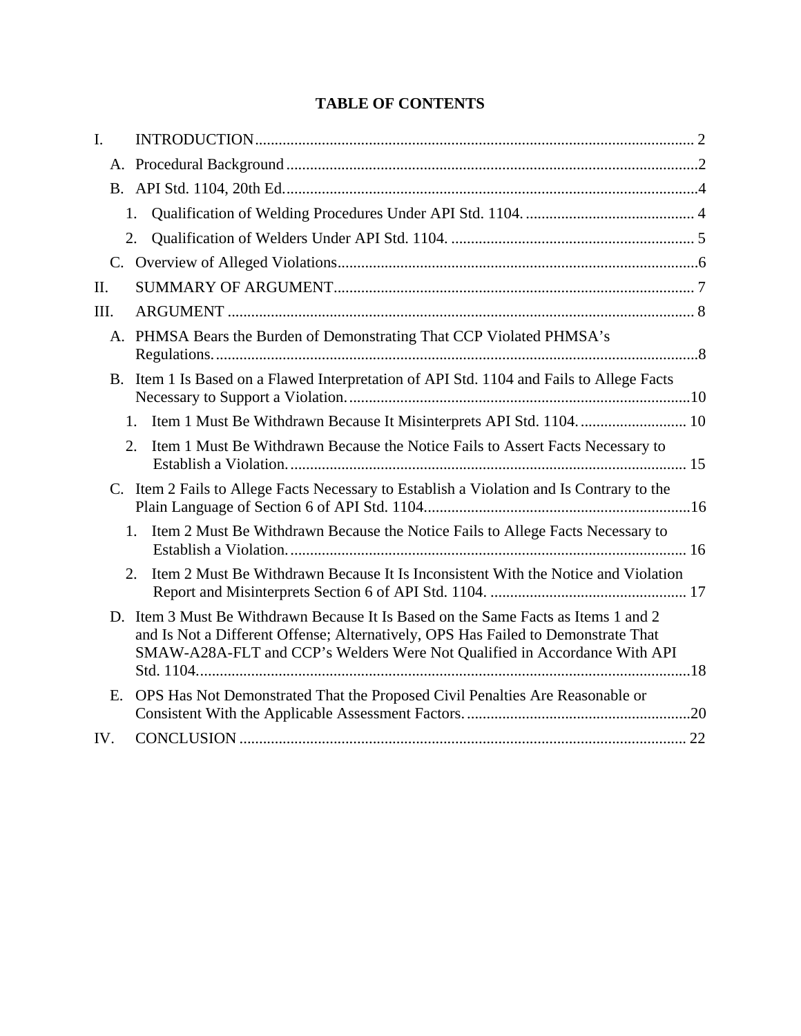# TABLE OF CONTENTS

I. INTRODUCTION .......... 2

- A. Procedural Background .......... 2
- B. API Std. 1104, 20th Ed. .......... 4
  1. Qualification of Welding Procedures Under API Std. 1104. .......... 4
  2. Qualification of Welders Under API Std. 1104. .......... 5
- C. Overview of Alleged Violations .......... 6

II. SUMMARY OF ARGUMENT .......... 7

III. ARGUMENT .......... 8

- A. PHMSA Bears the Burden of Demonstrating That CCP Violated PHMSA's Regulations. .......... 8
- B. Item 1 Is Based on a Flawed Interpretation of API Std. 1104 and Fails to Allege Facts Necessary to Support a Violation. .......... 10
  1. Item 1 Must Be Withdrawn Because It Misinterprets API Std. 1104. .......... 10
  2. Item 1 Must Be Withdrawn Because the Notice Fails to Assert Facts Necessary to Establish a Violation. .......... 15
- C. Item 2 Fails to Allege Facts Necessary to Establish a Violation and Is Contrary to the Plain Language of Section 6 of API Std. 1104. .......... 16
  1. Item 2 Must Be Withdrawn Because the Notice Fails to Allege Facts Necessary to Establish a Violation. .......... 16
  2. Item 2 Must Be Withdrawn Because It Is Inconsistent With the Notice and Violation Report and Misinterprets Section 6 of API Std. 1104. .......... 17
- D. Item 3 Must Be Withdrawn Because It Is Based on the Same Facts as Items 1 and 2 and Is Not a Different Offense; Alternatively, OPS Has Failed to Demonstrate That SMAW-A28A-FLT and CCP's Welders Were Not Qualified in Accordance With API Std. 1104. .......... 18
- E. OPS Has Not Demonstrated That the Proposed Civil Penalties Are Reasonable or Consistent With the Applicable Assessment Factors. .......... 20

IV. CONCLUSION .......... 22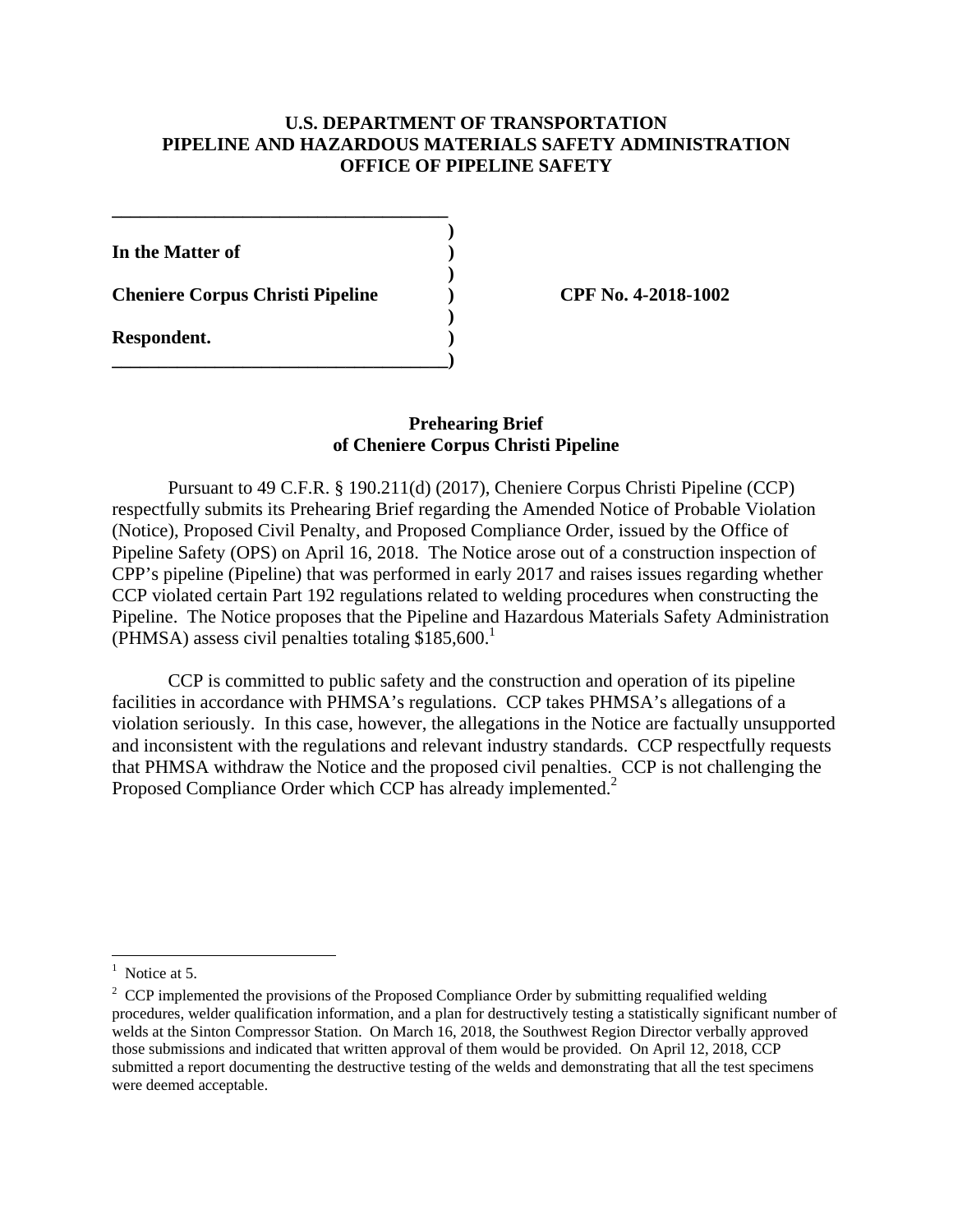**U.S. DEPARTMENT OF TRANSPORTATION**
**PIPELINE AND HAZARDOUS MATERIALS SAFETY ADMINISTRATION**
**OFFICE OF PIPELINE SAFETY**

| | | |
|---|---|---|
| **In the Matter of** | ) | |
| **Cheniere Corpus Christi Pipeline** | ) | **CPF No. 4-2018-1002** |
| **Respondent.** | ) | |

## Prehearing Brief of Cheniere Corpus Christi Pipeline

Pursuant to 49 C.F.R. § 190.211(d) (2017), Cheniere Corpus Christi Pipeline (CCP) respectfully submits its Prehearing Brief regarding the Amended Notice of Probable Violation (Notice), Proposed Civil Penalty, and Proposed Compliance Order, issued by the Office of Pipeline Safety (OPS) on April 16, 2018. The Notice arose out of a construction inspection of CPP's pipeline (Pipeline) that was performed in early 2017 and raises issues regarding whether CCP violated certain Part 192 regulations related to welding procedures when constructing the Pipeline. The Notice proposes that the Pipeline and Hazardous Materials Safety Administration (PHMSA) assess civil penalties totaling $185,600.[1]

CCP is committed to public safety and the construction and operation of its pipeline facilities in accordance with PHMSA's regulations. CCP takes PHMSA's allegations of a violation seriously. In this case, however, the allegations in the Notice are factually unsupported and inconsistent with the regulations and relevant industry standards. CCP respectfully requests that PHMSA withdraw the Notice and the proposed civil penalties. CCP is not challenging the Proposed Compliance Order which CCP has already implemented.[2]

---

[1] Notice at 5.

[2] CCP implemented the provisions of the Proposed Compliance Order by submitting requalified welding procedures, welder qualification information, and a plan for destructively testing a statistically significant number of welds at the Sinton Compressor Station. On March 16, 2018, the Southwest Region Director verbally approved those submissions and indicated that written approval of them would be provided. On April 12, 2018, CCP submitted a report documenting the destructive testing of the welds and demonstrating that all the test specimens were deemed acceptable.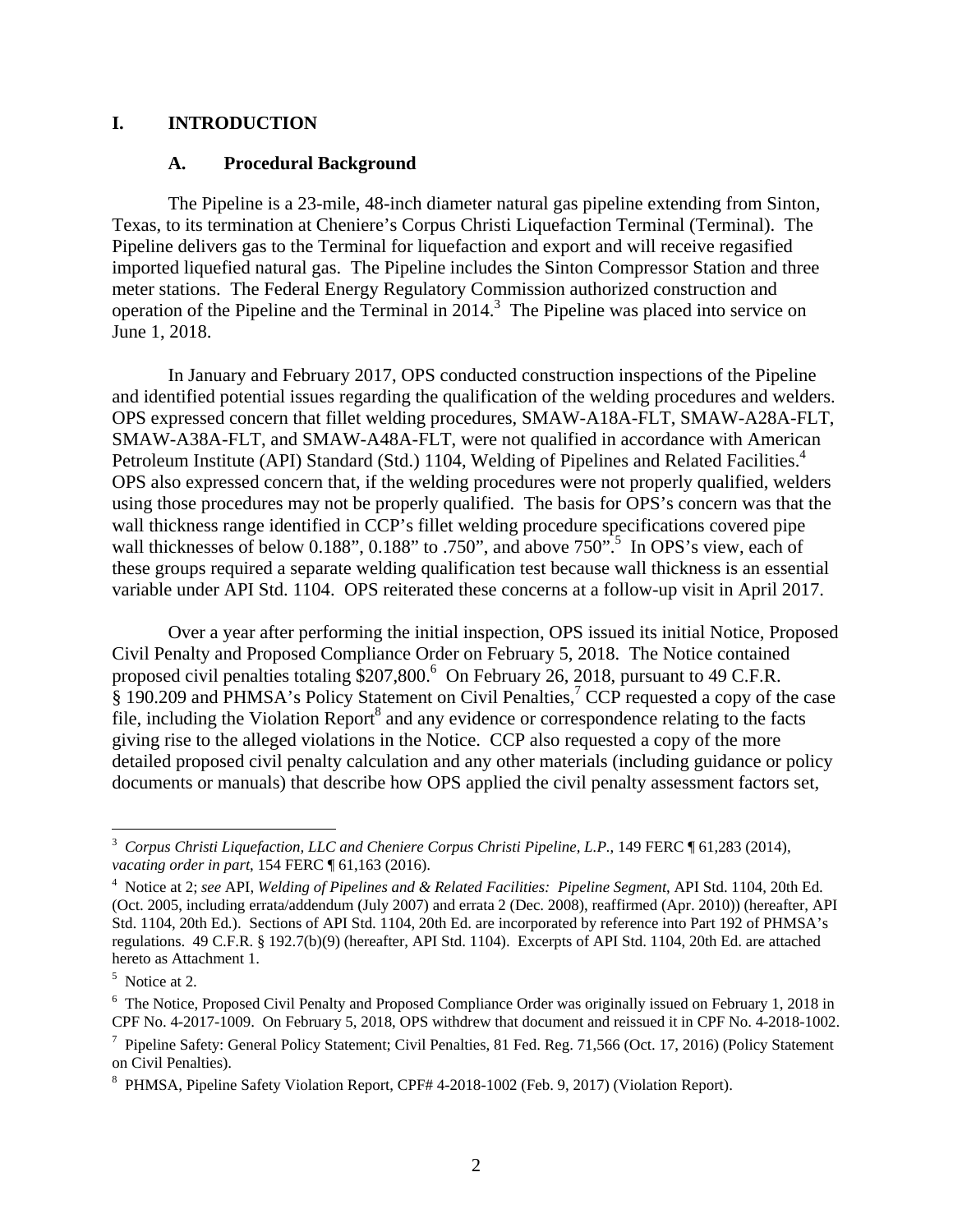# I. INTRODUCTION

## A. Procedural Background

The Pipeline is a 23-mile, 48-inch diameter natural gas pipeline extending from Sinton, Texas, to its termination at Cheniere's Corpus Christi Liquefaction Terminal (Terminal). The Pipeline delivers gas to the Terminal for liquefaction and export and will receive regasified imported liquefied natural gas. The Pipeline includes the Sinton Compressor Station and three meter stations. The Federal Energy Regulatory Commission authorized construction and operation of the Pipeline and the Terminal in 2014.[3] The Pipeline was placed into service on June 1, 2018.

In January and February 2017, OPS conducted construction inspections of the Pipeline and identified potential issues regarding the qualification of the welding procedures and welders. OPS expressed concern that fillet welding procedures, SMAW-A18A-FLT, SMAW-A28A-FLT, SMAW-A38A-FLT, and SMAW-A48A-FLT, were not qualified in accordance with American Petroleum Institute (API) Standard (Std.) 1104, Welding of Pipelines and Related Facilities.[4] OPS also expressed concern that, if the welding procedures were not properly qualified, welders using those procedures may not be properly qualified. The basis for OPS's concern was that the wall thickness range identified in CCP's fillet welding procedure specifications covered pipe wall thicknesses of below 0.188", 0.188" to .750", and above 750".[5] In OPS's view, each of these groups required a separate welding qualification test because wall thickness is an essential variable under API Std. 1104. OPS reiterated these concerns at a follow-up visit in April 2017.

Over a year after performing the initial inspection, OPS issued its initial Notice, Proposed Civil Penalty and Proposed Compliance Order on February 5, 2018. The Notice contained proposed civil penalties totaling $207,800.[6] On February 26, 2018, pursuant to 49 C.F.R. § 190.209 and PHMSA's Policy Statement on Civil Penalties,[7] CCP requested a copy of the case file, including the Violation Report[8] and any evidence or correspondence relating to the facts giving rise to the alleged violations in the Notice. CCP also requested a copy of the more detailed proposed civil penalty calculation and any other materials (including guidance or policy documents or manuals) that describe how OPS applied the civil penalty assessment factors set,

---

[3] *Corpus Christi Liquefaction, LLC and Cheniere Corpus Christi Pipeline, L.P.*, 149 FERC ¶ 61,283 (2014), *vacating order in part*, 154 FERC ¶ 61,163 (2016).

[4] Notice at 2; *see* API, *Welding of Pipelines and & Related Facilities: Pipeline Segment*, API Std. 1104, 20th Ed. (Oct. 2005, including errata/addendum (July 2007) and errata 2 (Dec. 2008), reaffirmed (Apr. 2010)) (hereafter, API Std. 1104, 20th Ed.). Sections of API Std. 1104, 20th Ed. are incorporated by reference into Part 192 of PHMSA's regulations. 49 C.F.R. § 192.7(b)(9) (hereafter, API Std. 1104). Excerpts of API Std. 1104, 20th Ed. are attached hereto as Attachment 1.

[5] Notice at 2.

[6] The Notice, Proposed Civil Penalty and Proposed Compliance Order was originally issued on February 1, 2018 in CPF No. 4-2017-1009. On February 5, 2018, OPS withdrew that document and reissued it in CPF No. 4-2018-1002.

[7] Pipeline Safety: General Policy Statement; Civil Penalties, 81 Fed. Reg. 71,566 (Oct. 17, 2016) (Policy Statement on Civil Penalties).

[8] PHMSA, Pipeline Safety Violation Report, CPF# 4-2018-1002 (Feb. 9, 2017) (Violation Report).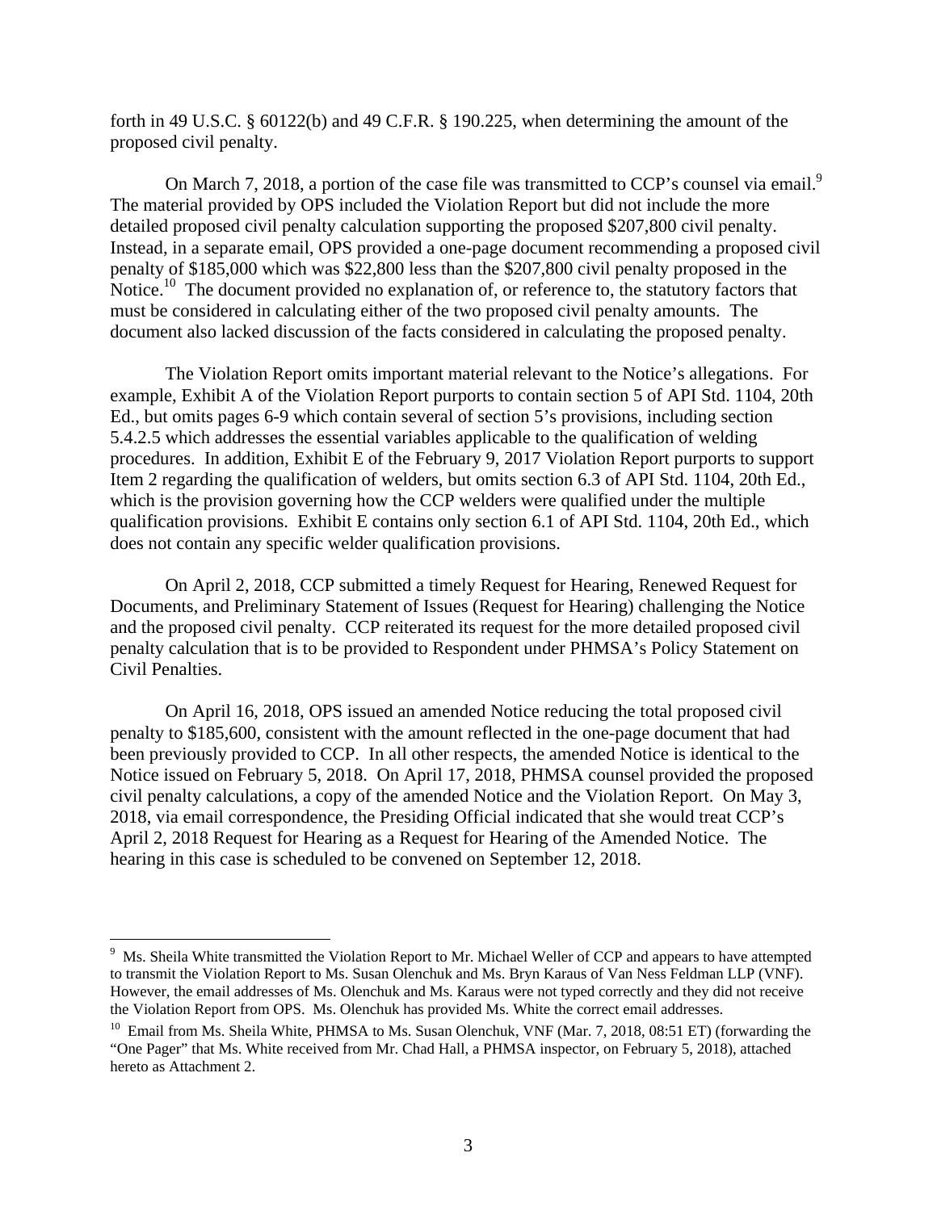forth in 49 U.S.C. § 60122(b) and 49 C.F.R. § 190.225, when determining the amount of the proposed civil penalty.

On March 7, 2018, a portion of the case file was transmitted to CCP's counsel via email.[9] The material provided by OPS included the Violation Report but did not include the more detailed proposed civil penalty calculation supporting the proposed $207,800 civil penalty. Instead, in a separate email, OPS provided a one-page document recommending a proposed civil penalty of $185,000 which was $22,800 less than the $207,800 civil penalty proposed in the Notice.[10] The document provided no explanation of, or reference to, the statutory factors that must be considered in calculating either of the two proposed civil penalty amounts. The document also lacked discussion of the facts considered in calculating the proposed penalty.

The Violation Report omits important material relevant to the Notice's allegations. For example, Exhibit A of the Violation Report purports to contain section 5 of API Std. 1104, 20th Ed., but omits pages 6-9 which contain several of section 5's provisions, including section 5.4.2.5 which addresses the essential variables applicable to the qualification of welding procedures. In addition, Exhibit E of the February 9, 2017 Violation Report purports to support Item 2 regarding the qualification of welders, but omits section 6.3 of API Std. 1104, 20th Ed., which is the provision governing how the CCP welders were qualified under the multiple qualification provisions. Exhibit E contains only section 6.1 of API Std. 1104, 20th Ed., which does not contain any specific welder qualification provisions.

On April 2, 2018, CCP submitted a timely Request for Hearing, Renewed Request for Documents, and Preliminary Statement of Issues (Request for Hearing) challenging the Notice and the proposed civil penalty. CCP reiterated its request for the more detailed proposed civil penalty calculation that is to be provided to Respondent under PHMSA's Policy Statement on Civil Penalties.

On April 16, 2018, OPS issued an amended Notice reducing the total proposed civil penalty to $185,600, consistent with the amount reflected in the one-page document that had been previously provided to CCP. In all other respects, the amended Notice is identical to the Notice issued on February 5, 2018. On April 17, 2018, PHMSA counsel provided the proposed civil penalty calculations, a copy of the amended Notice and the Violation Report. On May 3, 2018, via email correspondence, the Presiding Official indicated that she would treat CCP's April 2, 2018 Request for Hearing as a Request for Hearing of the Amended Notice. The hearing in this case is scheduled to be convened on September 12, 2018.

---

[9] Ms. Sheila White transmitted the Violation Report to Mr. Michael Weller of CCP and appears to have attempted to transmit the Violation Report to Ms. Susan Olenchuk and Ms. Bryn Karaus of Van Ness Feldman LLP (VNF). However, the email addresses of Ms. Olenchuk and Ms. Karaus were not typed correctly and they did not receive the Violation Report from OPS. Ms. Olenchuk has provided Ms. White the correct email addresses.

[10] Email from Ms. Sheila White, PHMSA to Ms. Susan Olenchuk, VNF (Mar. 7, 2018, 08:51 ET) (forwarding the "One Pager" that Ms. White received from Mr. Chad Hall, a PHMSA inspector, on February 5, 2018), attached hereto as Attachment 2.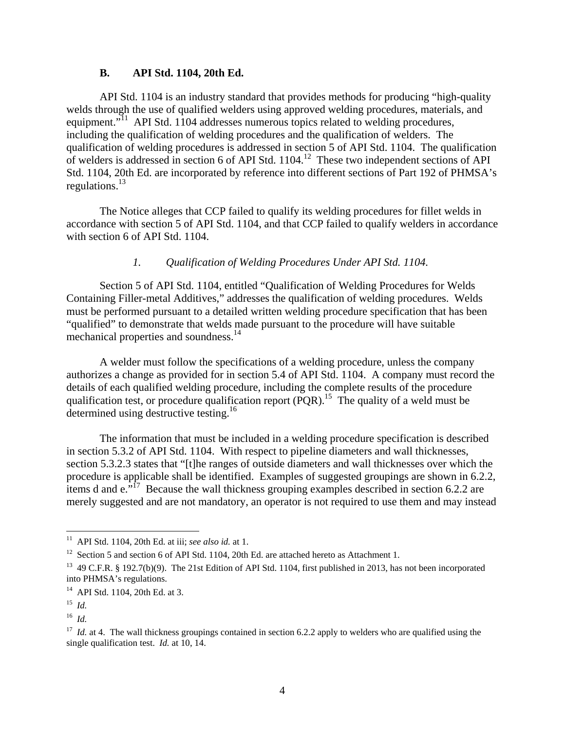### B. API Std. 1104, 20th Ed.

API Std. 1104 is an industry standard that provides methods for producing "high-quality welds through the use of qualified welders using approved welding procedures, materials, and equipment."[11] API Std. 1104 addresses numerous topics related to welding procedures, including the qualification of welding procedures and the qualification of welders. The qualification of welding procedures is addressed in section 5 of API Std. 1104. The qualification of welders is addressed in section 6 of API Std. 1104.[12] These two independent sections of API Std. 1104, 20th Ed. are incorporated by reference into different sections of Part 192 of PHMSA's regulations.[13]

The Notice alleges that CCP failed to qualify its welding procedures for fillet welds in accordance with section 5 of API Std. 1104, and that CCP failed to qualify welders in accordance with section 6 of API Std. 1104.

#### *1. Qualification of Welding Procedures Under API Std. 1104.*

Section 5 of API Std. 1104, entitled "Qualification of Welding Procedures for Welds Containing Filler-metal Additives," addresses the qualification of welding procedures. Welds must be performed pursuant to a detailed written welding procedure specification that has been "qualified" to demonstrate that welds made pursuant to the procedure will have suitable mechanical properties and soundness.[14]

A welder must follow the specifications of a welding procedure, unless the company authorizes a change as provided for in section 5.4 of API Std. 1104. A company must record the details of each qualified welding procedure, including the complete results of the procedure qualification test, or procedure qualification report (PQR).[15] The quality of a weld must be determined using destructive testing.[16]

The information that must be included in a welding procedure specification is described in section 5.3.2 of API Std. 1104. With respect to pipeline diameters and wall thicknesses, section 5.3.2.3 states that "[t]he ranges of outside diameters and wall thicknesses over which the procedure is applicable shall be identified. Examples of suggested groupings are shown in 6.2.2, items d and e."[17] Because the wall thickness grouping examples described in section 6.2.2 are merely suggested and are not mandatory, an operator is not required to use them and may instead

---

[11] API Std. 1104, 20th Ed. at iii; *see also id.* at 1.

[12] Section 5 and section 6 of API Std. 1104, 20th Ed. are attached hereto as Attachment 1.

[13] 49 C.F.R. § 192.7(b)(9). The 21st Edition of API Std. 1104, first published in 2013, has not been incorporated into PHMSA's regulations.

[14] API Std. 1104, 20th Ed. at 3.

[15] *Id.*

[16] *Id.*

[17] *Id.* at 4. The wall thickness groupings contained in section 6.2.2 apply to welders who are qualified using the single qualification test. *Id.* at 10, 14.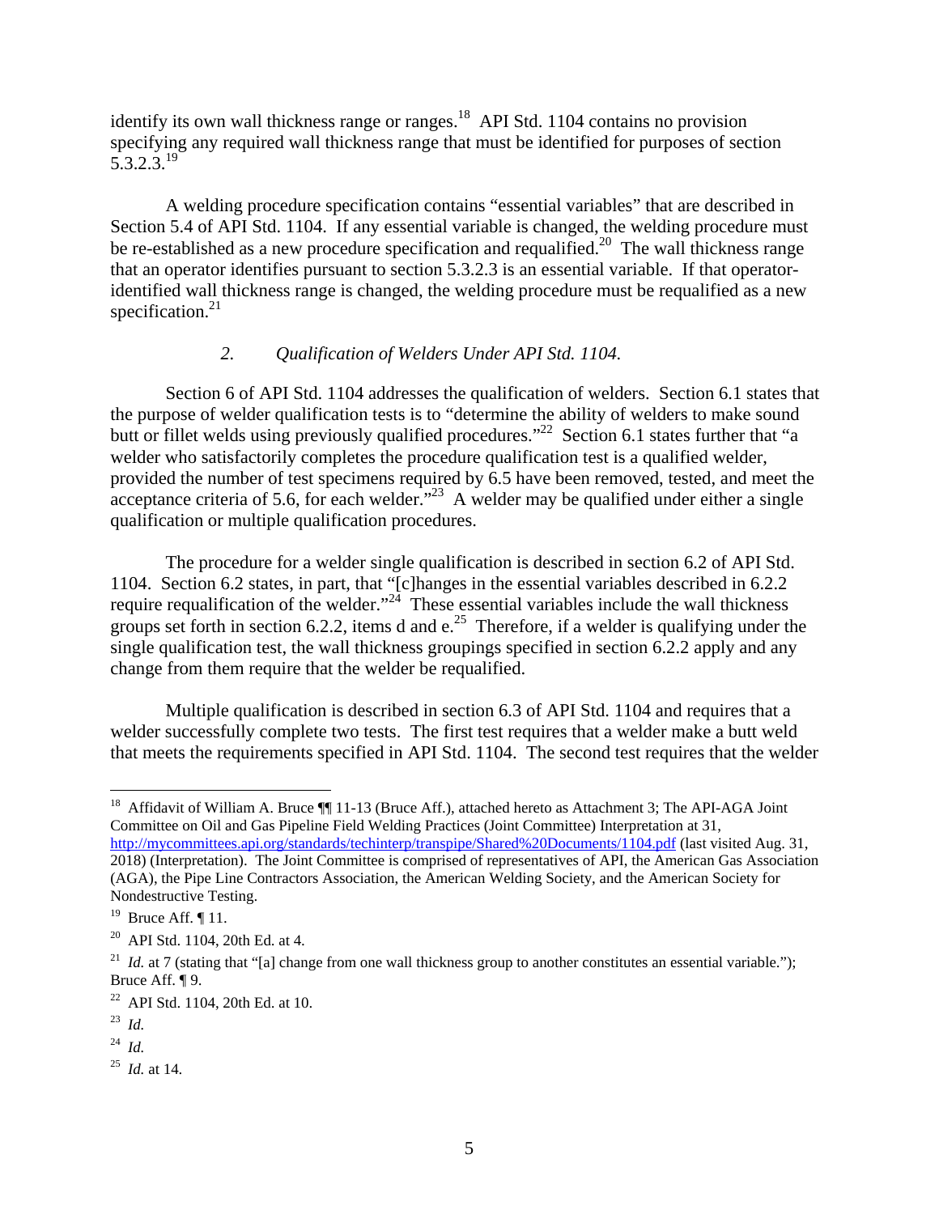identify its own wall thickness range or ranges.[18] API Std. 1104 contains no provision specifying any required wall thickness range that must be identified for purposes of section 5.3.2.3.[19]

A welding procedure specification contains "essential variables" that are described in Section 5.4 of API Std. 1104. If any essential variable is changed, the welding procedure must be re-established as a new procedure specification and requalified.[20] The wall thickness range that an operator identifies pursuant to section 5.3.2.3 is an essential variable. If that operator-identified wall thickness range is changed, the welding procedure must be requalified as a new specification.[21]

### *2. Qualification of Welders Under API Std. 1104.*

Section 6 of API Std. 1104 addresses the qualification of welders. Section 6.1 states that the purpose of welder qualification tests is to "determine the ability of welders to make sound butt or fillet welds using previously qualified procedures."[22] Section 6.1 states further that "a welder who satisfactorily completes the procedure qualification test is a qualified welder, provided the number of test specimens required by 6.5 have been removed, tested, and meet the acceptance criteria of 5.6, for each welder."[23] A welder may be qualified under either a single qualification or multiple qualification procedures.

The procedure for a welder single qualification is described in section 6.2 of API Std. 1104. Section 6.2 states, in part, that "[c]hanges in the essential variables described in 6.2.2 require requalification of the welder."[24] These essential variables include the wall thickness groups set forth in section 6.2.2, items d and e.[25] Therefore, if a welder is qualifying under the single qualification test, the wall thickness groupings specified in section 6.2.2 apply and any change from them require that the welder be requalified.

Multiple qualification is described in section 6.3 of API Std. 1104 and requires that a welder successfully complete two tests. The first test requires that a welder make a butt weld that meets the requirements specified in API Std. 1104. The second test requires that the welder

---

[18] Affidavit of William A. Bruce ¶¶ 11-13 (Bruce Aff.), attached hereto as Attachment 3; The API-AGA Joint Committee on Oil and Gas Pipeline Field Welding Practices (Joint Committee) Interpretation at 31, http://mycommittees.api.org/standards/techinterp/transpipe/Shared%20Documents/1104.pdf (last visited Aug. 31, 2018) (Interpretation). The Joint Committee is comprised of representatives of API, the American Gas Association (AGA), the Pipe Line Contractors Association, the American Welding Society, and the American Society for Nondestructive Testing.

[19] Bruce Aff. ¶ 11.

[20] API Std. 1104, 20th Ed. at 4.

[21] *Id.* at 7 (stating that "[a] change from one wall thickness group to another constitutes an essential variable."); Bruce Aff. ¶ 9.

[22] API Std. 1104, 20th Ed. at 10.

[23] *Id.*

[24] *Id.*

[25] *Id.* at 14.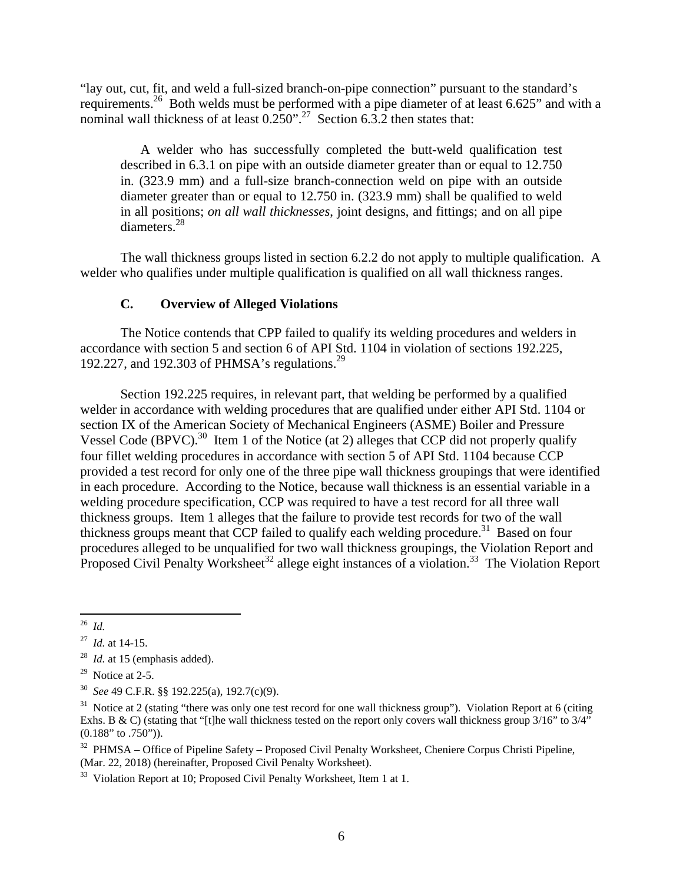"lay out, cut, fit, and weld a full-sized branch-on-pipe connection" pursuant to the standard's requirements.[26] Both welds must be performed with a pipe diameter of at least 6.625" and with a nominal wall thickness of at least 0.250".[27] Section 6.3.2 then states that:

> A welder who has successfully completed the butt-weld qualification test described in 6.3.1 on pipe with an outside diameter greater than or equal to 12.750 in. (323.9 mm) and a full-size branch-connection weld on pipe with an outside diameter greater than or equal to 12.750 in. (323.9 mm) shall be qualified to weld in all positions; *on all wall thicknesses*, joint designs, and fittings; and on all pipe diameters.[28]

The wall thickness groups listed in section 6.2.2 do not apply to multiple qualification. A welder who qualifies under multiple qualification is qualified on all wall thickness ranges.

### C. Overview of Alleged Violations

The Notice contends that CPP failed to qualify its welding procedures and welders in accordance with section 5 and section 6 of API Std. 1104 in violation of sections 192.225, 192.227, and 192.303 of PHMSA's regulations.[29]

Section 192.225 requires, in relevant part, that welding be performed by a qualified welder in accordance with welding procedures that are qualified under either API Std. 1104 or section IX of the American Society of Mechanical Engineers (ASME) Boiler and Pressure Vessel Code (BPVC).[30] Item 1 of the Notice (at 2) alleges that CCP did not properly qualify four fillet welding procedures in accordance with section 5 of API Std. 1104 because CCP provided a test record for only one of the three pipe wall thickness groupings that were identified in each procedure. According to the Notice, because wall thickness is an essential variable in a welding procedure specification, CCP was required to have a test record for all three wall thickness groups. Item 1 alleges that the failure to provide test records for two of the wall thickness groups meant that CCP failed to qualify each welding procedure.[31] Based on four procedures alleged to be unqualified for two wall thickness groupings, the Violation Report and Proposed Civil Penalty Worksheet[32] allege eight instances of a violation.[33] The Violation Report

---

[26] *Id.*

[27] *Id.* at 14-15.

[28] *Id.* at 15 (emphasis added).

[29] Notice at 2-5.

[30] *See* 49 C.F.R. §§ 192.225(a), 192.7(c)(9).

[31] Notice at 2 (stating "there was only one test record for one wall thickness group"). Violation Report at 6 (citing Exhs. B & C) (stating that "[t]he wall thickness tested on the report only covers wall thickness group 3/16" to 3/4" (0.188" to .750")).

[32] PHMSA – Office of Pipeline Safety – Proposed Civil Penalty Worksheet, Cheniere Corpus Christi Pipeline, (Mar. 22, 2018) (hereinafter, Proposed Civil Penalty Worksheet).

[33] Violation Report at 10; Proposed Civil Penalty Worksheet, Item 1 at 1.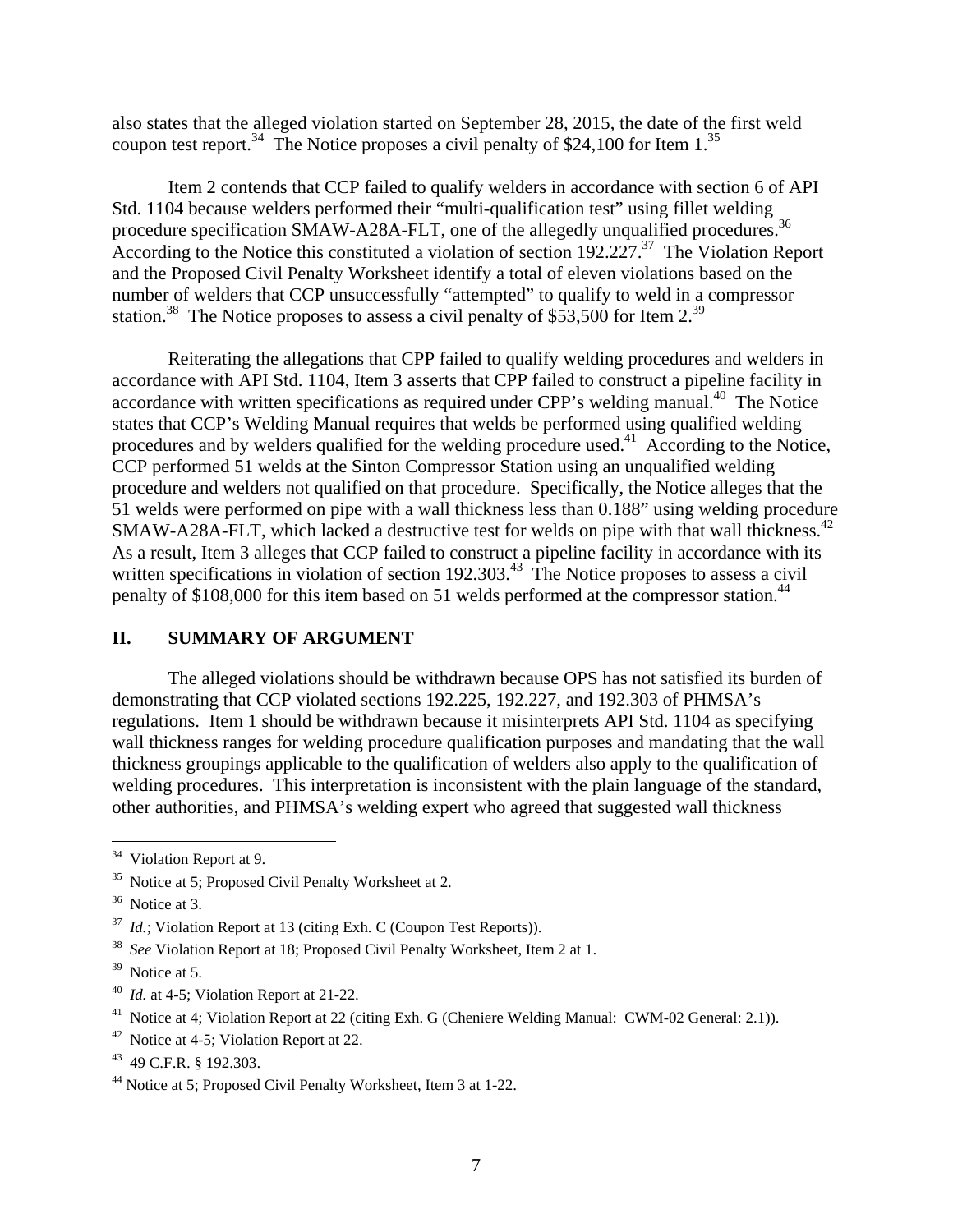also states that the alleged violation started on September 28, 2015, the date of the first weld coupon test report.[34] The Notice proposes a civil penalty of $24,100 for Item 1.[35]

Item 2 contends that CCP failed to qualify welders in accordance with section 6 of API Std. 1104 because welders performed their "multi-qualification test" using fillet welding procedure specification SMAW-A28A-FLT, one of the allegedly unqualified procedures.[36] According to the Notice this constituted a violation of section 192.227.[37] The Violation Report and the Proposed Civil Penalty Worksheet identify a total of eleven violations based on the number of welders that CCP unsuccessfully "attempted" to qualify to weld in a compressor station.[38] The Notice proposes to assess a civil penalty of $53,500 for Item 2.[39]

Reiterating the allegations that CPP failed to qualify welding procedures and welders in accordance with API Std. 1104, Item 3 asserts that CPP failed to construct a pipeline facility in accordance with written specifications as required under CPP's welding manual.[40] The Notice states that CCP's Welding Manual requires that welds be performed using qualified welding procedures and by welders qualified for the welding procedure used.[41] According to the Notice, CCP performed 51 welds at the Sinton Compressor Station using an unqualified welding procedure and welders not qualified on that procedure. Specifically, the Notice alleges that the 51 welds were performed on pipe with a wall thickness less than 0.188" using welding procedure SMAW-A28A-FLT, which lacked a destructive test for welds on pipe with that wall thickness.[42] As a result, Item 3 alleges that CCP failed to construct a pipeline facility in accordance with its written specifications in violation of section 192.303.[43] The Notice proposes to assess a civil penalty of $108,000 for this item based on 51 welds performed at the compressor station.[44]

## II. SUMMARY OF ARGUMENT

The alleged violations should be withdrawn because OPS has not satisfied its burden of demonstrating that CCP violated sections 192.225, 192.227, and 192.303 of PHMSA's regulations. Item 1 should be withdrawn because it misinterprets API Std. 1104 as specifying wall thickness ranges for welding procedure qualification purposes and mandating that the wall thickness groupings applicable to the qualification of welders also apply to the qualification of welding procedures. This interpretation is inconsistent with the plain language of the standard, other authorities, and PHMSA's welding expert who agreed that suggested wall thickness

---

[34] Violation Report at 9.

[35] Notice at 5; Proposed Civil Penalty Worksheet at 2.

[36] Notice at 3.

[37] *Id.*; Violation Report at 13 (citing Exh. C (Coupon Test Reports)).

[38] *See* Violation Report at 18; Proposed Civil Penalty Worksheet, Item 2 at 1.

[39] Notice at 5.

[40] *Id.* at 4-5; Violation Report at 21-22.

[41] Notice at 4; Violation Report at 22 (citing Exh. G (Cheniere Welding Manual: CWM-02 General: 2.1)).

[42] Notice at 4-5; Violation Report at 22.

[43] 49 C.F.R. § 192.303.

[44] Notice at 5; Proposed Civil Penalty Worksheet, Item 3 at 1-22.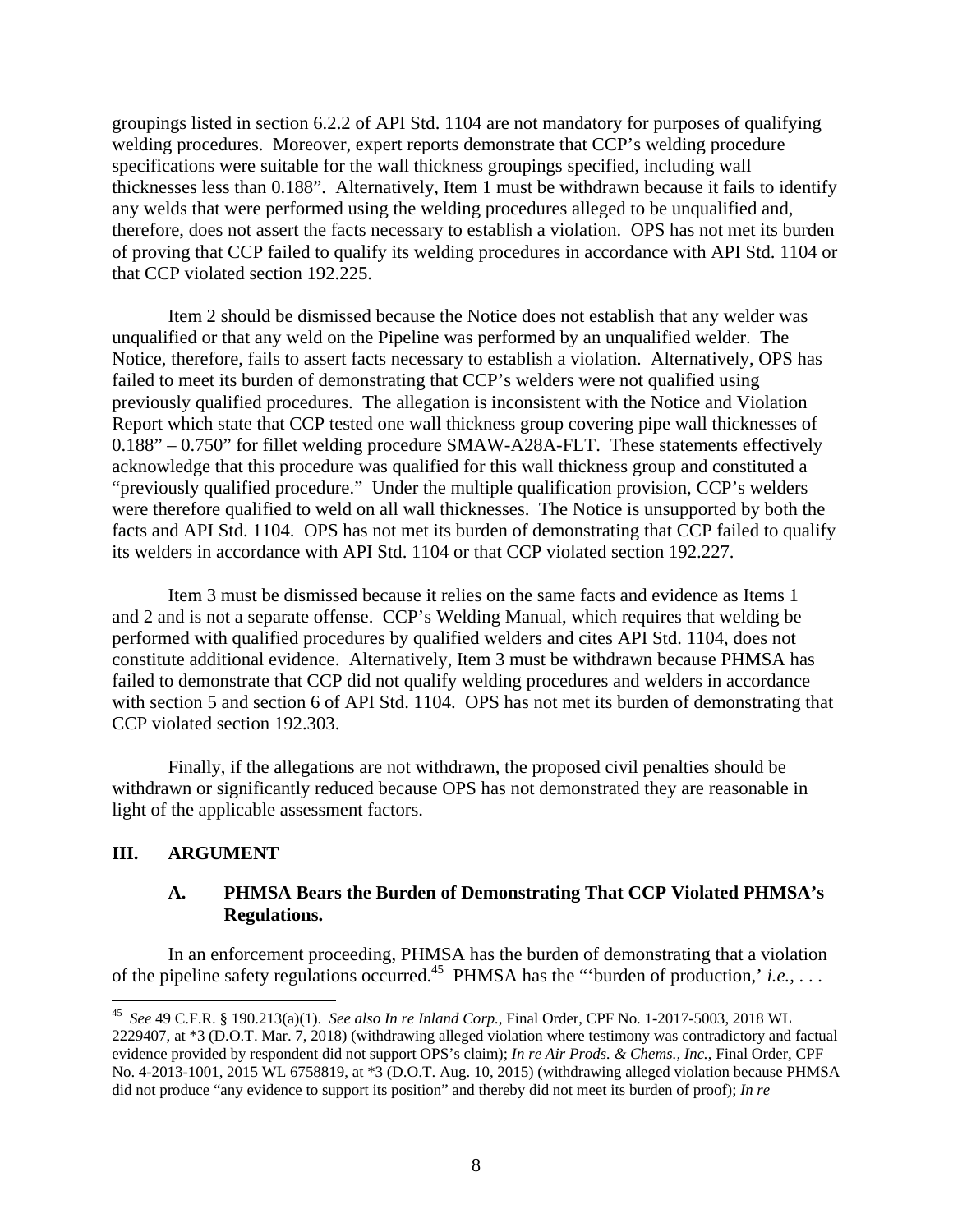groupings listed in section 6.2.2 of API Std. 1104 are not mandatory for purposes of qualifying welding procedures. Moreover, expert reports demonstrate that CCP's welding procedure specifications were suitable for the wall thickness groupings specified, including wall thicknesses less than 0.188". Alternatively, Item 1 must be withdrawn because it fails to identify any welds that were performed using the welding procedures alleged to be unqualified and, therefore, does not assert the facts necessary to establish a violation. OPS has not met its burden of proving that CCP failed to qualify its welding procedures in accordance with API Std. 1104 or that CCP violated section 192.225.

Item 2 should be dismissed because the Notice does not establish that any welder was unqualified or that any weld on the Pipeline was performed by an unqualified welder. The Notice, therefore, fails to assert facts necessary to establish a violation. Alternatively, OPS has failed to meet its burden of demonstrating that CCP's welders were not qualified using previously qualified procedures. The allegation is inconsistent with the Notice and Violation Report which state that CCP tested one wall thickness group covering pipe wall thicknesses of 0.188" – 0.750" for fillet welding procedure SMAW-A28A-FLT. These statements effectively acknowledge that this procedure was qualified for this wall thickness group and constituted a "previously qualified procedure." Under the multiple qualification provision, CCP's welders were therefore qualified to weld on all wall thicknesses. The Notice is unsupported by both the facts and API Std. 1104. OPS has not met its burden of demonstrating that CCP failed to qualify its welders in accordance with API Std. 1104 or that CCP violated section 192.227.

Item 3 must be dismissed because it relies on the same facts and evidence as Items 1 and 2 and is not a separate offense. CCP's Welding Manual, which requires that welding be performed with qualified procedures by qualified welders and cites API Std. 1104, does not constitute additional evidence. Alternatively, Item 3 must be withdrawn because PHMSA has failed to demonstrate that CCP did not qualify welding procedures and welders in accordance with section 5 and section 6 of API Std. 1104. OPS has not met its burden of demonstrating that CCP violated section 192.303.

Finally, if the allegations are not withdrawn, the proposed civil penalties should be withdrawn or significantly reduced because OPS has not demonstrated they are reasonable in light of the applicable assessment factors.

## III. ARGUMENT

### A. PHMSA Bears the Burden of Demonstrating That CCP Violated PHMSA's Regulations.

In an enforcement proceeding, PHMSA has the burden of demonstrating that a violation of the pipeline safety regulations occurred.[45] PHMSA has the "'burden of production,' *i.e.*, . . .

---

[45] *See* 49 C.F.R. § 190.213(a)(1). *See also In re Inland Corp.*, Final Order, CPF No. 1-2017-5003, 2018 WL 2229407, at *3 (D.O.T. Mar. 7, 2018) (withdrawing alleged violation where testimony was contradictory and factual evidence provided by respondent did not support OPS's claim); *In re Air Prods. & Chems., Inc.*, Final Order, CPF No. 4-2013-1001, 2015 WL 6758819, at *3 (D.O.T. Aug. 10, 2015) (withdrawing alleged violation because PHMSA did not produce "any evidence to support its position" and thereby did not meet its burden of proof); *In re*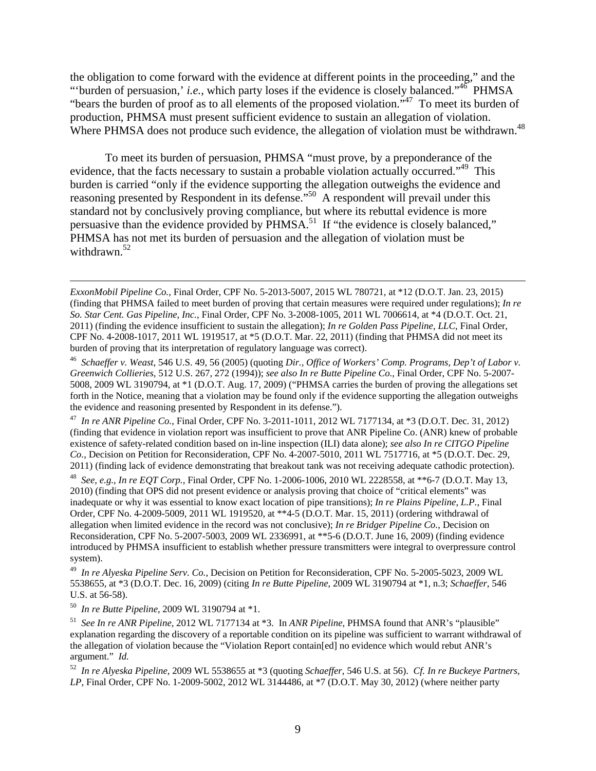the obligation to come forward with the evidence at different points in the proceeding," and the "'burden of persuasion,' *i.e.*, which party loses if the evidence is closely balanced."[46] PHMSA "bears the burden of proof as to all elements of the proposed violation."[47] To meet its burden of production, PHMSA must present sufficient evidence to sustain an allegation of violation. Where PHMSA does not produce such evidence, the allegation of violation must be withdrawn.[48]

To meet its burden of persuasion, PHMSA "must prove, by a preponderance of the evidence, that the facts necessary to sustain a probable violation actually occurred."[49] This burden is carried "only if the evidence supporting the allegation outweighs the evidence and reasoning presented by Respondent in its defense."[50] A respondent will prevail under this standard not by conclusively proving compliance, but where its rebuttal evidence is more persuasive than the evidence provided by PHMSA.[51] If "the evidence is closely balanced," PHMSA has not met its burden of persuasion and the allegation of violation must be withdrawn.[52]

---

*ExxonMobil Pipeline Co.*, Final Order, CPF No. 5-2013-5007, 2015 WL 780721, at *12 (D.O.T. Jan. 23, 2015) (finding that PHMSA failed to meet burden of proving that certain measures were required under regulations); *In re So. Star Cent. Gas Pipeline, Inc.*, Final Order, CPF No. 3-2008-1005, 2011 WL 7006614, at *4 (D.O.T. Oct. 21, 2011) (finding the evidence insufficient to sustain the allegation); *In re Golden Pass Pipeline, LLC*, Final Order, CPF No. 4-2008-1017, 2011 WL 1919517, at *5 (D.O.T. Mar. 22, 2011) (finding that PHMSA did not meet its burden of proving that its interpretation of regulatory language was correct).

[46] *Schaeffer v. Weast*, 546 U.S. 49, 56 (2005) (quoting *Dir., Office of Workers' Comp. Programs, Dep't of Labor v. Greenwich Collieries*, 512 U.S. 267, 272 (1994)); *see also In re Butte Pipeline Co.*, Final Order, CPF No. 5-2007-5008, 2009 WL 3190794, at *1 (D.O.T. Aug. 17, 2009) ("PHMSA carries the burden of proving the allegations set forth in the Notice, meaning that a violation may be found only if the evidence supporting the allegation outweighs the evidence and reasoning presented by Respondent in its defense.").

[47] *In re ANR Pipeline Co.*, Final Order, CPF No. 3-2011-1011, 2012 WL 7177134, at *3 (D.O.T. Dec. 31, 2012) (finding that evidence in violation report was insufficient to prove that ANR Pipeline Co. (ANR) knew of probable existence of safety-related condition based on in-line inspection (ILI) data alone); *see also In re CITGO Pipeline Co.*, Decision on Petition for Reconsideration, CPF No. 4-2007-5010, 2011 WL 7517716, at *5 (D.O.T. Dec. 29, 2011) (finding lack of evidence demonstrating that breakout tank was not receiving adequate cathodic protection).

[48] *See, e.g.*, *In re EQT Corp.*, Final Order, CPF No. 1-2006-1006, 2010 WL 2228558, at **6-7 (D.O.T. May 13, 2010) (finding that OPS did not present evidence or analysis proving that choice of "critical elements" was inadequate or why it was essential to know exact location of pipe transitions); *In re Plains Pipeline, L.P.*, Final Order, CPF No. 4-2009-5009, 2011 WL 1919520, at **4-5 (D.O.T. Mar. 15, 2011) (ordering withdrawal of allegation when limited evidence in the record was not conclusive); *In re Bridger Pipeline Co.*, Decision on Reconsideration, CPF No. 5-2007-5003, 2009 WL 2336991, at **5-6 (D.O.T. June 16, 2009) (finding evidence introduced by PHMSA insufficient to establish whether pressure transmitters were integral to overpressure control system).

[49] *In re Alyeska Pipeline Serv. Co.*, Decision on Petition for Reconsideration, CPF No. 5-2005-5023, 2009 WL 5538655, at *3 (D.O.T. Dec. 16, 2009) (citing *In re Butte Pipeline*, 2009 WL 3190794 at *1, n.3; *Schaeffer*, 546 U.S. at 56-58).

[50] *In re Butte Pipeline*, 2009 WL 3190794 at *1.

[51] *See In re ANR Pipeline*, 2012 WL 7177134 at *3. In *ANR Pipeline*, PHMSA found that ANR's "plausible" explanation regarding the discovery of a reportable condition on its pipeline was sufficient to warrant withdrawal of the allegation of violation because the "Violation Report contain[ed] no evidence which would rebut ANR's argument." *Id.*

[52] *In re Alyeska Pipeline*, 2009 WL 5538655 at *3 (quoting *Schaeffer*, 546 U.S. at 56). *Cf. In re Buckeye Partners, LP*, Final Order, CPF No. 1-2009-5002, 2012 WL 3144486, at *7 (D.O.T. May 30, 2012) (where neither party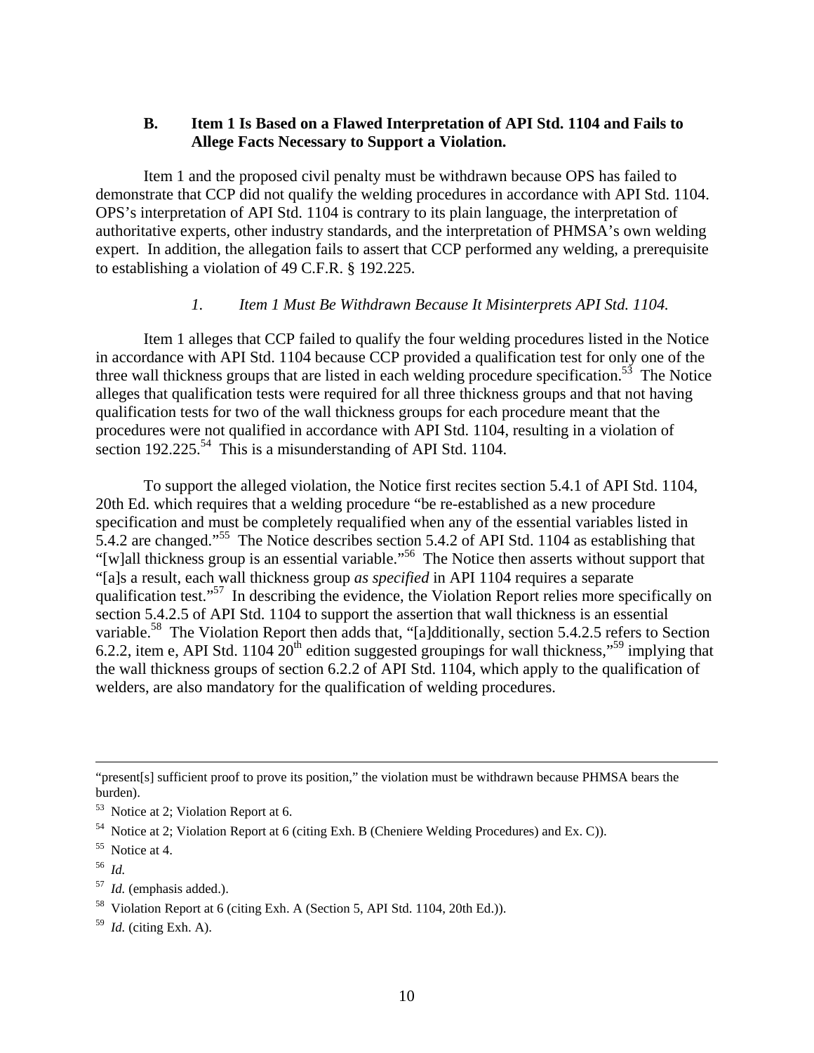### B. Item 1 Is Based on a Flawed Interpretation of API Std. 1104 and Fails to Allege Facts Necessary to Support a Violation.

Item 1 and the proposed civil penalty must be withdrawn because OPS has failed to demonstrate that CCP did not qualify the welding procedures in accordance with API Std. 1104. OPS's interpretation of API Std. 1104 is contrary to its plain language, the interpretation of authoritative experts, other industry standards, and the interpretation of PHMSA's own welding expert. In addition, the allegation fails to assert that CCP performed any welding, a prerequisite to establishing a violation of 49 C.F.R. § 192.225.

#### *1. Item 1 Must Be Withdrawn Because It Misinterprets API Std. 1104.*

Item 1 alleges that CCP failed to qualify the four welding procedures listed in the Notice in accordance with API Std. 1104 because CCP provided a qualification test for only one of the three wall thickness groups that are listed in each welding procedure specification.[53] The Notice alleges that qualification tests were required for all three thickness groups and that not having qualification tests for two of the wall thickness groups for each procedure meant that the procedures were not qualified in accordance with API Std. 1104, resulting in a violation of section 192.225.[54] This is a misunderstanding of API Std. 1104.

To support the alleged violation, the Notice first recites section 5.4.1 of API Std. 1104, 20th Ed. which requires that a welding procedure "be re-established as a new procedure specification and must be completely requalified when any of the essential variables listed in 5.4.2 are changed."[55] The Notice describes section 5.4.2 of API Std. 1104 as establishing that "[w]all thickness group is an essential variable."[56] The Notice then asserts without support that "[a]s a result, each wall thickness group *as specified* in API 1104 requires a separate qualification test."[57] In describing the evidence, the Violation Report relies more specifically on section 5.4.2.5 of API Std. 1104 to support the assertion that wall thickness is an essential variable.[58] The Violation Report then adds that, "[a]dditionally, section 5.4.2.5 refers to Section 6.2.2, item e, API Std. 1104 20th edition suggested groupings for wall thickness,"[59] implying that the wall thickness groups of section 6.2.2 of API Std. 1104, which apply to the qualification of welders, are also mandatory for the qualification of welding procedures.

---

"present[s] sufficient proof to prove its position," the violation must be withdrawn because PHMSA bears the burden).

[53] Notice at 2; Violation Report at 6.

[54] Notice at 2; Violation Report at 6 (citing Exh. B (Cheniere Welding Procedures) and Ex. C)).

[55] Notice at 4.

[56] *Id.*

[57] *Id.* (emphasis added.).

[58] Violation Report at 6 (citing Exh. A (Section 5, API Std. 1104, 20th Ed.)).

[59] *Id.* (citing Exh. A).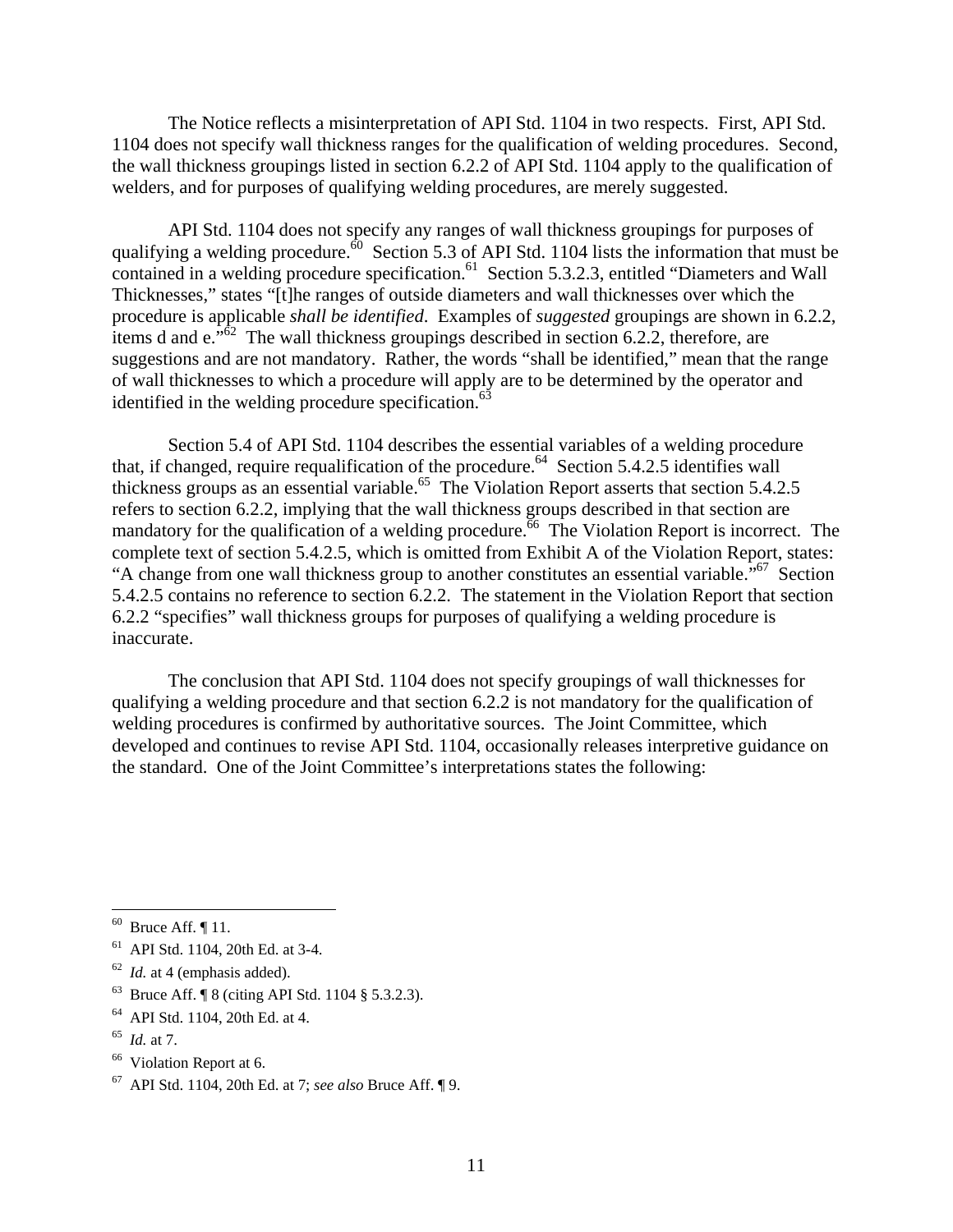The Notice reflects a misinterpretation of API Std. 1104 in two respects. First, API Std. 1104 does not specify wall thickness ranges for the qualification of welding procedures. Second, the wall thickness groupings listed in section 6.2.2 of API Std. 1104 apply to the qualification of welders, and for purposes of qualifying welding procedures, are merely suggested.

API Std. 1104 does not specify any ranges of wall thickness groupings for purposes of qualifying a welding procedure.[60] Section 5.3 of API Std. 1104 lists the information that must be contained in a welding procedure specification.[61] Section 5.3.2.3, entitled "Diameters and Wall Thicknesses," states "[t]he ranges of outside diameters and wall thicknesses over which the procedure is applicable *shall be identified*. Examples of *suggested* groupings are shown in 6.2.2, items d and e."[62] The wall thickness groupings described in section 6.2.2, therefore, are suggestions and are not mandatory. Rather, the words "shall be identified," mean that the range of wall thicknesses to which a procedure will apply are to be determined by the operator and identified in the welding procedure specification.[63]

Section 5.4 of API Std. 1104 describes the essential variables of a welding procedure that, if changed, require requalification of the procedure.[64] Section 5.4.2.5 identifies wall thickness groups as an essential variable.[65] The Violation Report asserts that section 5.4.2.5 refers to section 6.2.2, implying that the wall thickness groups described in that section are mandatory for the qualification of a welding procedure.[66] The Violation Report is incorrect. The complete text of section 5.4.2.5, which is omitted from Exhibit A of the Violation Report, states: "A change from one wall thickness group to another constitutes an essential variable."[67] Section 5.4.2.5 contains no reference to section 6.2.2. The statement in the Violation Report that section 6.2.2 "specifies" wall thickness groups for purposes of qualifying a welding procedure is inaccurate.

The conclusion that API Std. 1104 does not specify groupings of wall thicknesses for qualifying a welding procedure and that section 6.2.2 is not mandatory for the qualification of welding procedures is confirmed by authoritative sources. The Joint Committee, which developed and continues to revise API Std. 1104, occasionally releases interpretive guidance on the standard. One of the Joint Committee's interpretations states the following:

---

[60] Bruce Aff. ¶ 11.

[61] API Std. 1104, 20th Ed. at 3-4.

[62] *Id.* at 4 (emphasis added).

[63] Bruce Aff. ¶ 8 (citing API Std. 1104 § 5.3.2.3).

[64] API Std. 1104, 20th Ed. at 4.

[65] *Id.* at 7.

[66] Violation Report at 6.

[67] API Std. 1104, 20th Ed. at 7; *see also* Bruce Aff. ¶ 9.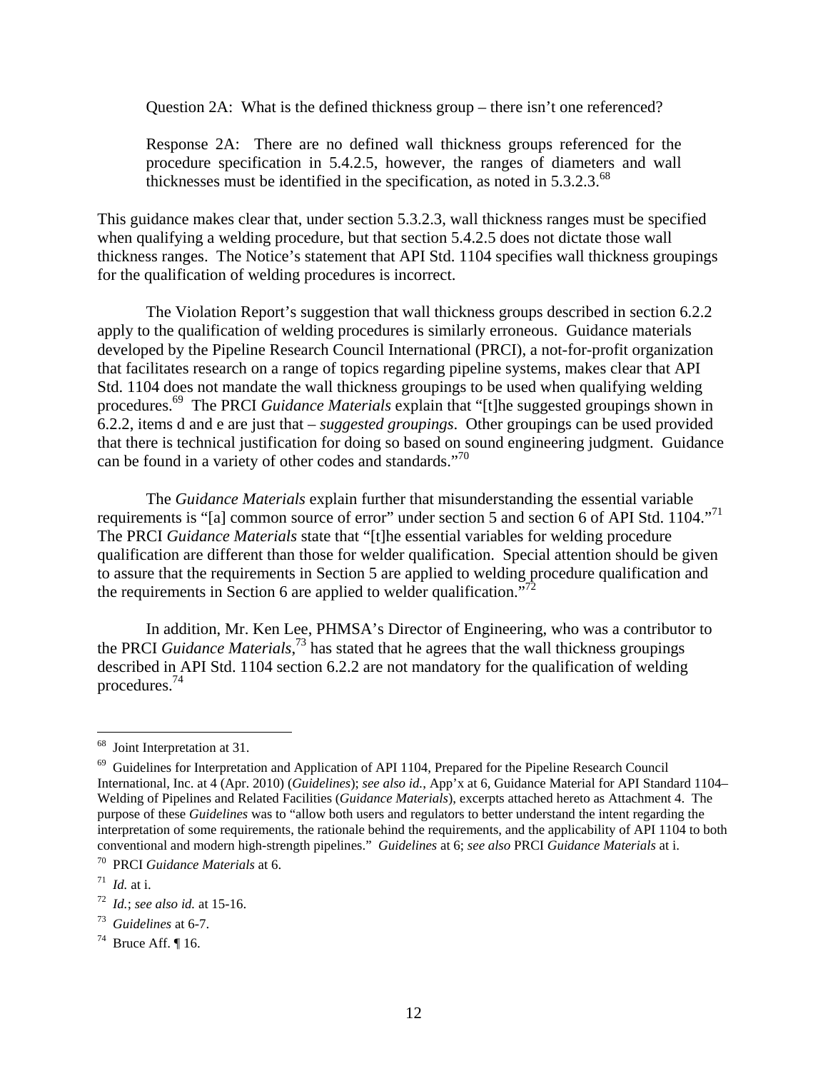> Question 2A: What is the defined thickness group – there isn't one referenced?
>
> Response 2A: There are no defined wall thickness groups referenced for the procedure specification in 5.4.2.5, however, the ranges of diameters and wall thicknesses must be identified in the specification, as noted in 5.3.2.3.[68]

This guidance makes clear that, under section 5.3.2.3, wall thickness ranges must be specified when qualifying a welding procedure, but that section 5.4.2.5 does not dictate those wall thickness ranges. The Notice's statement that API Std. 1104 specifies wall thickness groupings for the qualification of welding procedures is incorrect.

The Violation Report's suggestion that wall thickness groups described in section 6.2.2 apply to the qualification of welding procedures is similarly erroneous. Guidance materials developed by the Pipeline Research Council International (PRCI), a not-for-profit organization that facilitates research on a range of topics regarding pipeline systems, makes clear that API Std. 1104 does not mandate the wall thickness groupings to be used when qualifying welding procedures.[69] The PRCI *Guidance Materials* explain that "[t]he suggested groupings shown in 6.2.2, items d and e are just that – *suggested groupings*. Other groupings can be used provided that there is technical justification for doing so based on sound engineering judgment. Guidance can be found in a variety of other codes and standards."[70]

The *Guidance Materials* explain further that misunderstanding the essential variable requirements is "[a] common source of error" under section 5 and section 6 of API Std. 1104."[71] The PRCI *Guidance Materials* state that "[t]he essential variables for welding procedure qualification are different than those for welder qualification. Special attention should be given to assure that the requirements in Section 5 are applied to welding procedure qualification and the requirements in Section 6 are applied to welder qualification."[72]

In addition, Mr. Ken Lee, PHMSA's Director of Engineering, who was a contributor to the PRCI *Guidance Materials*,[73] has stated that he agrees that the wall thickness groupings described in API Std. 1104 section 6.2.2 are not mandatory for the qualification of welding procedures.[74]

---

[68] Joint Interpretation at 31.

[69] Guidelines for Interpretation and Application of API 1104, Prepared for the Pipeline Research Council International, Inc. at 4 (Apr. 2010) (*Guidelines*); *see also id.*, App'x at 6, Guidance Material for API Standard 1104– Welding of Pipelines and Related Facilities (*Guidance Materials*), excerpts attached hereto as Attachment 4. The purpose of these *Guidelines* was to "allow both users and regulators to better understand the intent regarding the interpretation of some requirements, the rationale behind the requirements, and the applicability of API 1104 to both conventional and modern high-strength pipelines." *Guidelines* at 6; *see also* PRCI *Guidance Materials* at i.

[70] PRCI *Guidance Materials* at 6.

[71] *Id.* at i.

[72] *Id.*; *see also id.* at 15-16.

[73] *Guidelines* at 6-7.

[74] Bruce Aff. ¶ 16.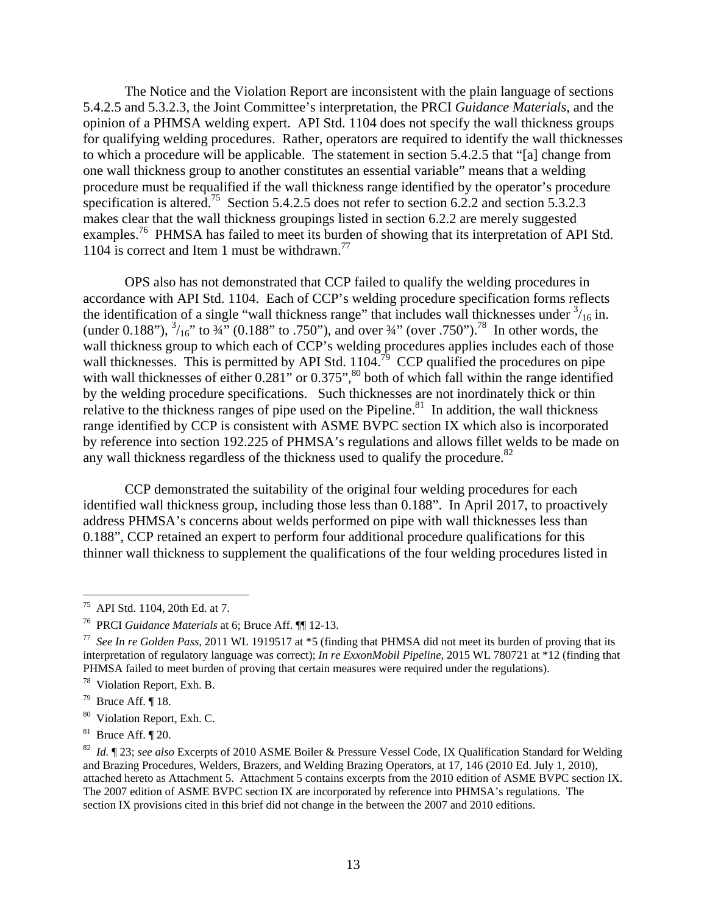The Notice and the Violation Report are inconsistent with the plain language of sections 5.4.2.5 and 5.3.2.3, the Joint Committee's interpretation, the PRCI *Guidance Materials*, and the opinion of a PHMSA welding expert. API Std. 1104 does not specify the wall thickness groups for qualifying welding procedures. Rather, operators are required to identify the wall thicknesses to which a procedure will be applicable. The statement in section 5.4.2.5 that "[a] change from one wall thickness group to another constitutes an essential variable" means that a welding procedure must be requalified if the wall thickness range identified by the operator's procedure specification is altered.[75] Section 5.4.2.5 does not refer to section 6.2.2 and section 5.3.2.3 makes clear that the wall thickness groupings listed in section 6.2.2 are merely suggested examples.[76] PHMSA has failed to meet its burden of showing that its interpretation of API Std. 1104 is correct and Item 1 must be withdrawn.[77]

OPS also has not demonstrated that CCP failed to qualify the welding procedures in accordance with API Std. 1104. Each of CCP's welding procedure specification forms reflects the identification of a single "wall thickness range" that includes wall thicknesses under $^{3}/_{16}$ in. (under 0.188"), $^{3}/_{16}$" to ¾" (0.188" to .750"), and over ¾" (over .750").[78] In other words, the wall thickness group to which each of CCP's welding procedures applies includes each of those wall thicknesses. This is permitted by API Std. 1104.[79] CCP qualified the procedures on pipe with wall thicknesses of either 0.281" or 0.375",[80] both of which fall within the range identified by the welding procedure specifications. Such thicknesses are not inordinately thick or thin relative to the thickness ranges of pipe used on the Pipeline.[81] In addition, the wall thickness range identified by CCP is consistent with ASME BVPC section IX which also is incorporated by reference into section 192.225 of PHMSA's regulations and allows fillet welds to be made on any wall thickness regardless of the thickness used to qualify the procedure.[82]

CCP demonstrated the suitability of the original four welding procedures for each identified wall thickness group, including those less than 0.188". In April 2017, to proactively address PHMSA's concerns about welds performed on pipe with wall thicknesses less than 0.188", CCP retained an expert to perform four additional procedure qualifications for this thinner wall thickness to supplement the qualifications of the four welding procedures listed in

---

[75] API Std. 1104, 20th Ed. at 7.

[76] PRCI *Guidance Materials* at 6; Bruce Aff. ¶¶ 12-13.

[77] *See In re Golden Pass*, 2011 WL 1919517 at *5 (finding that PHMSA did not meet its burden of proving that its interpretation of regulatory language was correct); *In re ExxonMobil Pipeline*, 2015 WL 780721 at *12 (finding that PHMSA failed to meet burden of proving that certain measures were required under the regulations).

[78] Violation Report, Exh. B.

[79] Bruce Aff. ¶ 18.

[80] Violation Report, Exh. C.

[81] Bruce Aff. ¶ 20.

[82] *Id.* ¶ 23; *see also* Excerpts of 2010 ASME Boiler & Pressure Vessel Code, IX Qualification Standard for Welding and Brazing Procedures, Welders, Brazers, and Welding Brazing Operators, at 17, 146 (2010 Ed. July 1, 2010), attached hereto as Attachment 5. Attachment 5 contains excerpts from the 2010 edition of ASME BVPC section IX. The 2007 edition of ASME BVPC section IX are incorporated by reference into PHMSA's regulations. The section IX provisions cited in this brief did not change in the between the 2007 and 2010 editions.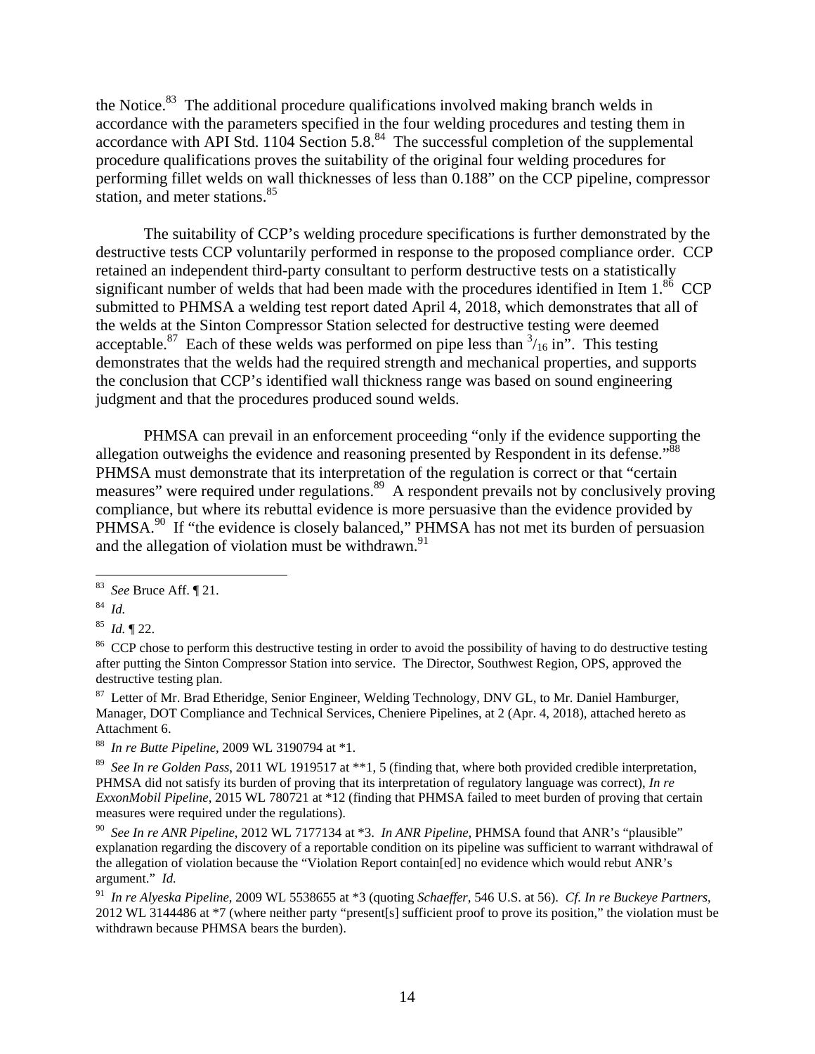the Notice.[83] The additional procedure qualifications involved making branch welds in accordance with the parameters specified in the four welding procedures and testing them in accordance with API Std. 1104 Section 5.8.[84] The successful completion of the supplemental procedure qualifications proves the suitability of the original four welding procedures for performing fillet welds on wall thicknesses of less than 0.188" on the CCP pipeline, compressor station, and meter stations.[85]

The suitability of CCP's welding procedure specifications is further demonstrated by the destructive tests CCP voluntarily performed in response to the proposed compliance order. CCP retained an independent third-party consultant to perform destructive tests on a statistically significant number of welds that had been made with the procedures identified in Item 1.[86] CCP submitted to PHMSA a welding test report dated April 4, 2018, which demonstrates that all of the welds at the Sinton Compressor Station selected for destructive testing were deemed acceptable.[87] Each of these welds was performed on pipe less than $^{3}/_{16}$ in". This testing demonstrates that the welds had the required strength and mechanical properties, and supports the conclusion that CCP's identified wall thickness range was based on sound engineering judgment and that the procedures produced sound welds.

PHMSA can prevail in an enforcement proceeding "only if the evidence supporting the allegation outweighs the evidence and reasoning presented by Respondent in its defense."[88] PHMSA must demonstrate that its interpretation of the regulation is correct or that "certain measures" were required under regulations.[89] A respondent prevails not by conclusively proving compliance, but where its rebuttal evidence is more persuasive than the evidence provided by PHMSA.[90] If "the evidence is closely balanced," PHMSA has not met its burden of persuasion and the allegation of violation must be withdrawn.[91]

---

[83] *See* Bruce Aff. ¶ 21.

[84] *Id.*

[85] *Id.* ¶ 22.

[86] CCP chose to perform this destructive testing in order to avoid the possibility of having to do destructive testing after putting the Sinton Compressor Station into service. The Director, Southwest Region, OPS, approved the destructive testing plan.

[87] Letter of Mr. Brad Etheridge, Senior Engineer, Welding Technology, DNV GL, to Mr. Daniel Hamburger, Manager, DOT Compliance and Technical Services, Cheniere Pipelines, at 2 (Apr. 4, 2018), attached hereto as Attachment 6.

[88] *In re Butte Pipeline*, 2009 WL 3190794 at *1.

[89] *See In re Golden Pass*, 2011 WL 1919517 at **1, 5 (finding that, where both provided credible interpretation, PHMSA did not satisfy its burden of proving that its interpretation of regulatory language was correct), *In re ExxonMobil Pipeline*, 2015 WL 780721 at *12 (finding that PHMSA failed to meet burden of proving that certain measures were required under the regulations).

[90] *See In re ANR Pipeline*, 2012 WL 7177134 at *3. *In ANR Pipeline*, PHMSA found that ANR's "plausible" explanation regarding the discovery of a reportable condition on its pipeline was sufficient to warrant withdrawal of the allegation of violation because the "Violation Report contain[ed] no evidence which would rebut ANR's argument." *Id.*

[91] *In re Alyeska Pipeline*, 2009 WL 5538655 at *3 (quoting *Schaeffer*, 546 U.S. at 56). *Cf. In re Buckeye Partners*, 2012 WL 3144486 at *7 (where neither party "present[s] sufficient proof to prove its position," the violation must be withdrawn because PHMSA bears the burden).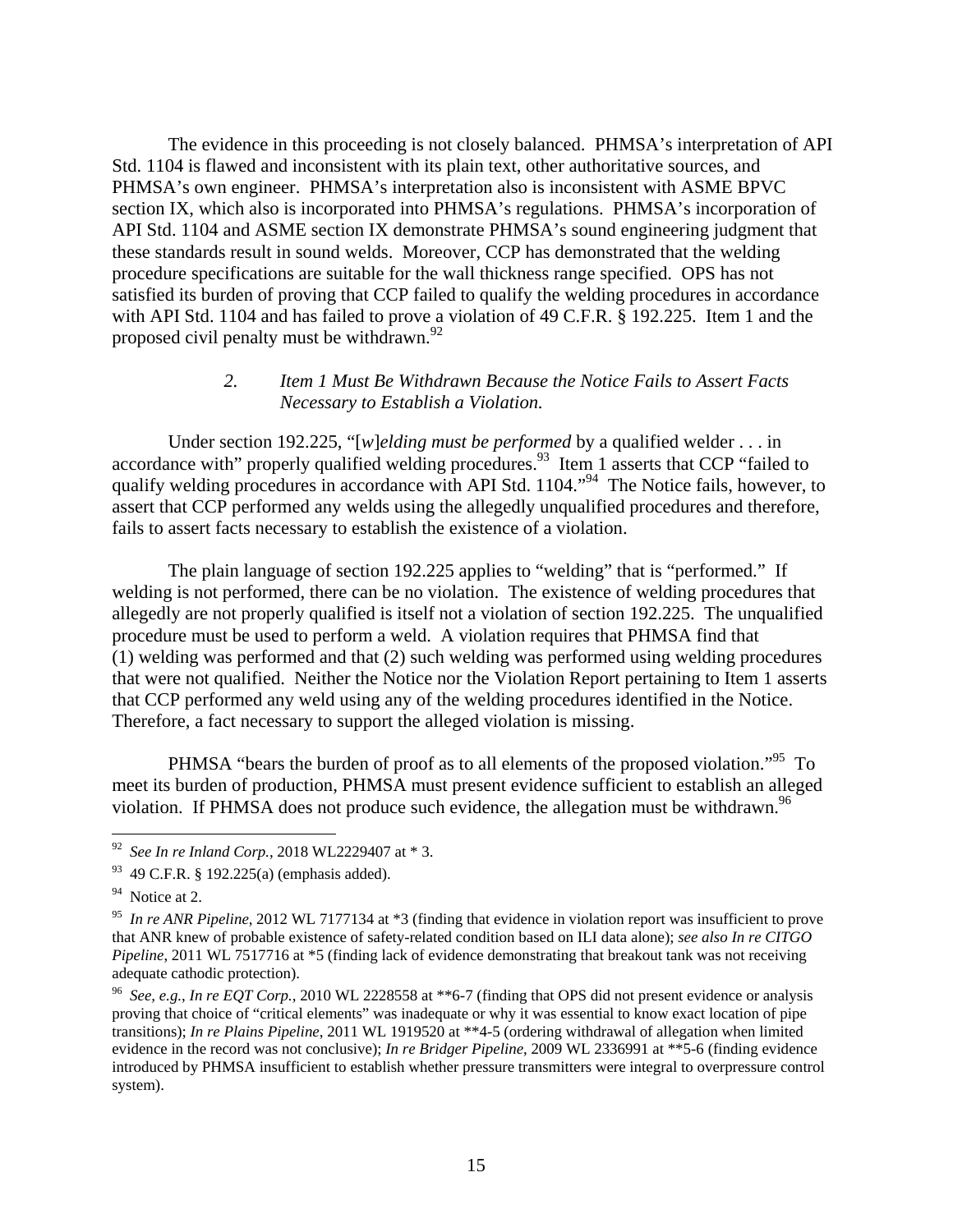The evidence in this proceeding is not closely balanced. PHMSA's interpretation of API Std. 1104 is flawed and inconsistent with its plain text, other authoritative sources, and PHMSA's own engineer. PHMSA's interpretation also is inconsistent with ASME BPVC section IX, which also is incorporated into PHMSA's regulations. PHMSA's incorporation of API Std. 1104 and ASME section IX demonstrate PHMSA's sound engineering judgment that these standards result in sound welds. Moreover, CCP has demonstrated that the welding procedure specifications are suitable for the wall thickness range specified. OPS has not satisfied its burden of proving that CCP failed to qualify the welding procedures in accordance with API Std. 1104 and has failed to prove a violation of 49 C.F.R. § 192.225. Item 1 and the proposed civil penalty must be withdrawn.[92]

### 2. *Item 1 Must Be Withdrawn Because the Notice Fails to Assert Facts Necessary to Establish a Violation.*

Under section 192.225, "[*w*]*elding must be performed* by a qualified welder . . . in accordance with" properly qualified welding procedures.[93] Item 1 asserts that CCP "failed to qualify welding procedures in accordance with API Std. 1104."[94] The Notice fails, however, to assert that CCP performed any welds using the allegedly unqualified procedures and therefore, fails to assert facts necessary to establish the existence of a violation.

The plain language of section 192.225 applies to "welding" that is "performed." If welding is not performed, there can be no violation. The existence of welding procedures that allegedly are not properly qualified is itself not a violation of section 192.225. The unqualified procedure must be used to perform a weld. A violation requires that PHMSA find that (1) welding was performed and that (2) such welding was performed using welding procedures that were not qualified. Neither the Notice nor the Violation Report pertaining to Item 1 asserts that CCP performed any weld using any of the welding procedures identified in the Notice. Therefore, a fact necessary to support the alleged violation is missing.

PHMSA "bears the burden of proof as to all elements of the proposed violation."[95] To meet its burden of production, PHMSA must present evidence sufficient to establish an alleged violation. If PHMSA does not produce such evidence, the allegation must be withdrawn.[96]

---

[92] *See In re Inland Corp.*, 2018 WL2229407 at * 3.

[93] 49 C.F.R. § 192.225(a) (emphasis added).

[94] Notice at 2.

[95] *In re ANR Pipeline*, 2012 WL 7177134 at *3 (finding that evidence in violation report was insufficient to prove that ANR knew of probable existence of safety-related condition based on ILI data alone); *see also In re CITGO Pipeline*, 2011 WL 7517716 at *5 (finding lack of evidence demonstrating that breakout tank was not receiving adequate cathodic protection).

[96] *See, e.g., In re EQT Corp.*, 2010 WL 2228558 at **6-7 (finding that OPS did not present evidence or analysis proving that choice of "critical elements" was inadequate or why it was essential to know exact location of pipe transitions); *In re Plains Pipeline*, 2011 WL 1919520 at **4-5 (ordering withdrawal of allegation when limited evidence in the record was not conclusive); *In re Bridger Pipeline*, 2009 WL 2336991 at **5-6 (finding evidence introduced by PHMSA insufficient to establish whether pressure transmitters were integral to overpressure control system).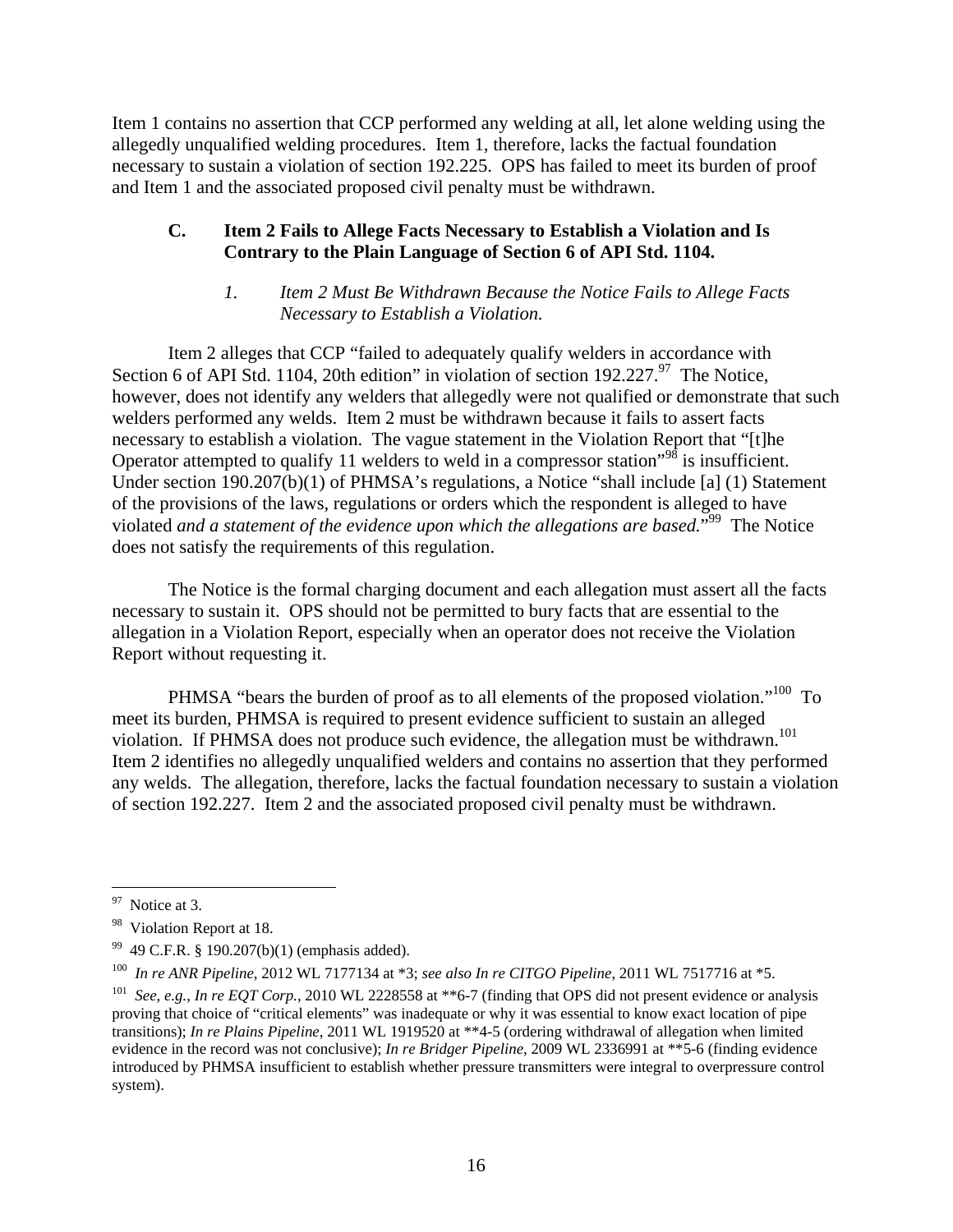Item 1 contains no assertion that CCP performed any welding at all, let alone welding using the allegedly unqualified welding procedures. Item 1, therefore, lacks the factual foundation necessary to sustain a violation of section 192.225. OPS has failed to meet its burden of proof and Item 1 and the associated proposed civil penalty must be withdrawn.

### C. Item 2 Fails to Allege Facts Necessary to Establish a Violation and Is Contrary to the Plain Language of Section 6 of API Std. 1104.

#### *1. Item 2 Must Be Withdrawn Because the Notice Fails to Allege Facts Necessary to Establish a Violation.*

Item 2 alleges that CCP "failed to adequately qualify welders in accordance with Section 6 of API Std. 1104, 20th edition" in violation of section 192.227.[97] The Notice, however, does not identify any welders that allegedly were not qualified or demonstrate that such welders performed any welds. Item 2 must be withdrawn because it fails to assert facts necessary to establish a violation. The vague statement in the Violation Report that "[t]he Operator attempted to qualify 11 welders to weld in a compressor station"[98] is insufficient. Under section 190.207(b)(1) of PHMSA's regulations, a Notice "shall include [a] (1) Statement of the provisions of the laws, regulations or orders which the respondent is alleged to have violated *and a statement of the evidence upon which the allegations are based.*"[99] The Notice does not satisfy the requirements of this regulation.

The Notice is the formal charging document and each allegation must assert all the facts necessary to sustain it. OPS should not be permitted to bury facts that are essential to the allegation in a Violation Report, especially when an operator does not receive the Violation Report without requesting it.

PHMSA "bears the burden of proof as to all elements of the proposed violation."[100] To meet its burden, PHMSA is required to present evidence sufficient to sustain an alleged violation. If PHMSA does not produce such evidence, the allegation must be withdrawn.[101] Item 2 identifies no allegedly unqualified welders and contains no assertion that they performed any welds. The allegation, therefore, lacks the factual foundation necessary to sustain a violation of section 192.227. Item 2 and the associated proposed civil penalty must be withdrawn.

---

[97] Notice at 3.

[98] Violation Report at 18.

[99] 49 C.F.R. § 190.207(b)(1) (emphasis added).

[100] *In re ANR Pipeline*, 2012 WL 7177134 at *3; *see also In re CITGO Pipeline*, 2011 WL 7517716 at *5.

[101] *See, e.g.*, *In re EQT Corp.*, 2010 WL 2228558 at **6-7 (finding that OPS did not present evidence or analysis proving that choice of "critical elements" was inadequate or why it was essential to know exact location of pipe transitions); *In re Plains Pipeline*, 2011 WL 1919520 at **4-5 (ordering withdrawal of allegation when limited evidence in the record was not conclusive); *In re Bridger Pipeline*, 2009 WL 2336991 at **5-6 (finding evidence introduced by PHMSA insufficient to establish whether pressure transmitters were integral to overpressure control system).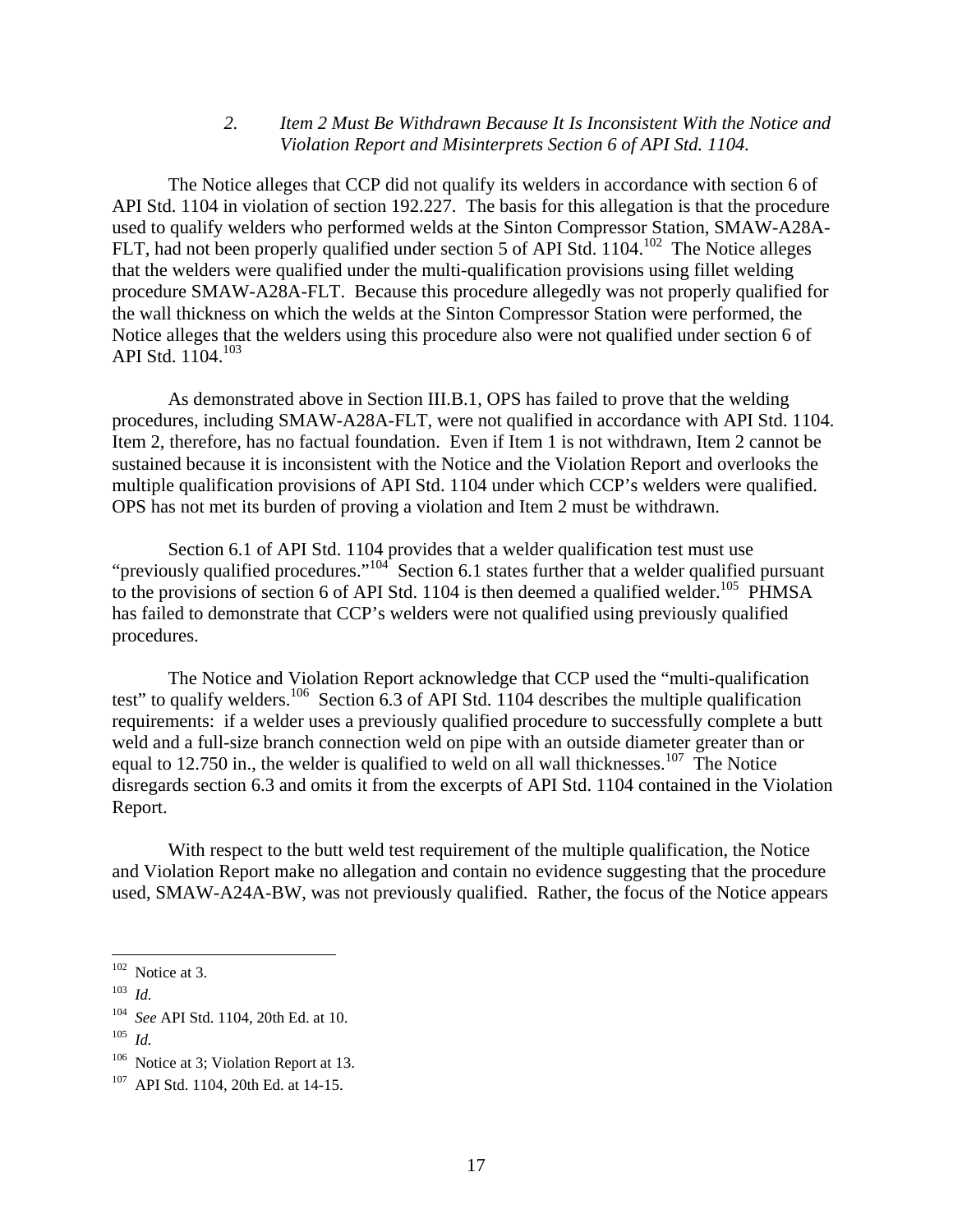### *2. Item 2 Must Be Withdrawn Because It Is Inconsistent With the Notice and Violation Report and Misinterprets Section 6 of API Std. 1104.*

The Notice alleges that CCP did not qualify its welders in accordance with section 6 of API Std. 1104 in violation of section 192.227. The basis for this allegation is that the procedure used to qualify welders who performed welds at the Sinton Compressor Station, SMAW-A28A-FLT, had not been properly qualified under section 5 of API Std. 1104.[102] The Notice alleges that the welders were qualified under the multi-qualification provisions using fillet welding procedure SMAW-A28A-FLT. Because this procedure allegedly was not properly qualified for the wall thickness on which the welds at the Sinton Compressor Station were performed, the Notice alleges that the welders using this procedure also were not qualified under section 6 of API Std. 1104.[103]

As demonstrated above in Section III.B.1, OPS has failed to prove that the welding procedures, including SMAW-A28A-FLT, were not qualified in accordance with API Std. 1104. Item 2, therefore, has no factual foundation. Even if Item 1 is not withdrawn, Item 2 cannot be sustained because it is inconsistent with the Notice and the Violation Report and overlooks the multiple qualification provisions of API Std. 1104 under which CCP's welders were qualified. OPS has not met its burden of proving a violation and Item 2 must be withdrawn.

Section 6.1 of API Std. 1104 provides that a welder qualification test must use "previously qualified procedures."[104] Section 6.1 states further that a welder qualified pursuant to the provisions of section 6 of API Std. 1104 is then deemed a qualified welder.[105] PHMSA has failed to demonstrate that CCP's welders were not qualified using previously qualified procedures.

The Notice and Violation Report acknowledge that CCP used the "multi-qualification test" to qualify welders.[106] Section 6.3 of API Std. 1104 describes the multiple qualification requirements: if a welder uses a previously qualified procedure to successfully complete a butt weld and a full-size branch connection weld on pipe with an outside diameter greater than or equal to 12.750 in., the welder is qualified to weld on all wall thicknesses.[107] The Notice disregards section 6.3 and omits it from the excerpts of API Std. 1104 contained in the Violation Report.

With respect to the butt weld test requirement of the multiple qualification, the Notice and Violation Report make no allegation and contain no evidence suggesting that the procedure used, SMAW-A24A-BW, was not previously qualified. Rather, the focus of the Notice appears

---

[102] Notice at 3.

[103] *Id.*

[104] *See* API Std. 1104, 20th Ed. at 10.

[105] *Id.*

[106] Notice at 3; Violation Report at 13.

[107] API Std. 1104, 20th Ed. at 14-15.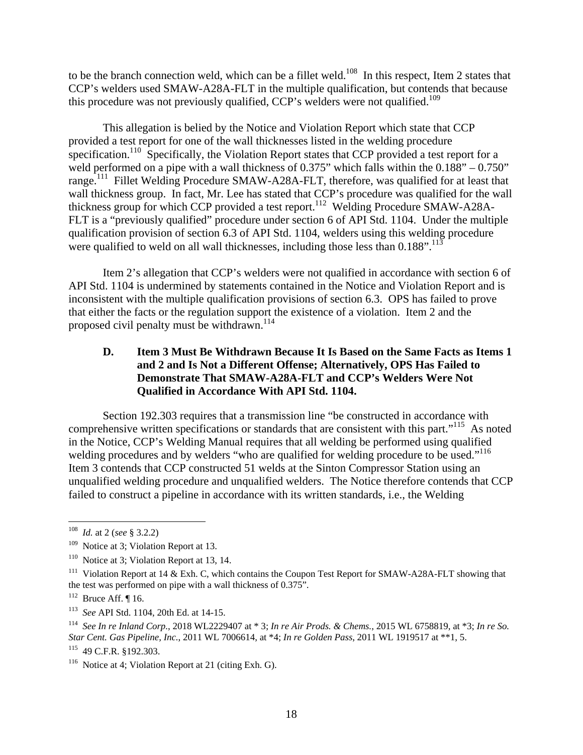to be the branch connection weld, which can be a fillet weld.[108] In this respect, Item 2 states that CCP's welders used SMAW-A28A-FLT in the multiple qualification, but contends that because this procedure was not previously qualified, CCP's welders were not qualified.[109]

This allegation is belied by the Notice and Violation Report which state that CCP provided a test report for one of the wall thicknesses listed in the welding procedure specification.[110] Specifically, the Violation Report states that CCP provided a test report for a weld performed on a pipe with a wall thickness of 0.375" which falls within the 0.188" – 0.750" range.[111] Fillet Welding Procedure SMAW-A28A-FLT, therefore, was qualified for at least that wall thickness group. In fact, Mr. Lee has stated that CCP's procedure was qualified for the wall thickness group for which CCP provided a test report.[112] Welding Procedure SMAW-A28A-FLT is a "previously qualified" procedure under section 6 of API Std. 1104. Under the multiple qualification provision of section 6.3 of API Std. 1104, welders using this welding procedure were qualified to weld on all wall thicknesses, including those less than 0.188".[113]

Item 2's allegation that CCP's welders were not qualified in accordance with section 6 of API Std. 1104 is undermined by statements contained in the Notice and Violation Report and is inconsistent with the multiple qualification provisions of section 6.3. OPS has failed to prove that either the facts or the regulation support the existence of a violation. Item 2 and the proposed civil penalty must be withdrawn.[114]

### D. Item 3 Must Be Withdrawn Because It Is Based on the Same Facts as Items 1 and 2 and Is Not a Different Offense; Alternatively, OPS Has Failed to Demonstrate That SMAW-A28A-FLT and CCP's Welders Were Not Qualified in Accordance With API Std. 1104.

Section 192.303 requires that a transmission line "be constructed in accordance with comprehensive written specifications or standards that are consistent with this part."[115] As noted in the Notice, CCP's Welding Manual requires that all welding be performed using qualified welding procedures and by welders "who are qualified for welding procedure to be used."[116] Item 3 contends that CCP constructed 51 welds at the Sinton Compressor Station using an unqualified welding procedure and unqualified welders. The Notice therefore contends that CCP failed to construct a pipeline in accordance with its written standards, i.e., the Welding

---

[108] *Id.* at 2 (*see* § 3.2.2)

[109] Notice at 3; Violation Report at 13.

[110] Notice at 3; Violation Report at 13, 14.

[111] Violation Report at 14 & Exh. C, which contains the Coupon Test Report for SMAW-A28A-FLT showing that the test was performed on pipe with a wall thickness of 0.375".

[112] Bruce Aff. ¶ 16.

[113] *See* API Std. 1104, 20th Ed. at 14-15.

[114] *See In re Inland Corp.*, 2018 WL2229407 at * 3; *In re Air Prods. & Chems.*, 2015 WL 6758819, at *3; *In re So. Star Cent. Gas Pipeline, Inc.*, 2011 WL 7006614, at *4; *In re Golden Pass*, 2011 WL 1919517 at **1, 5.

[115] 49 C.F.R. §192.303.

[116] Notice at 4; Violation Report at 21 (citing Exh. G).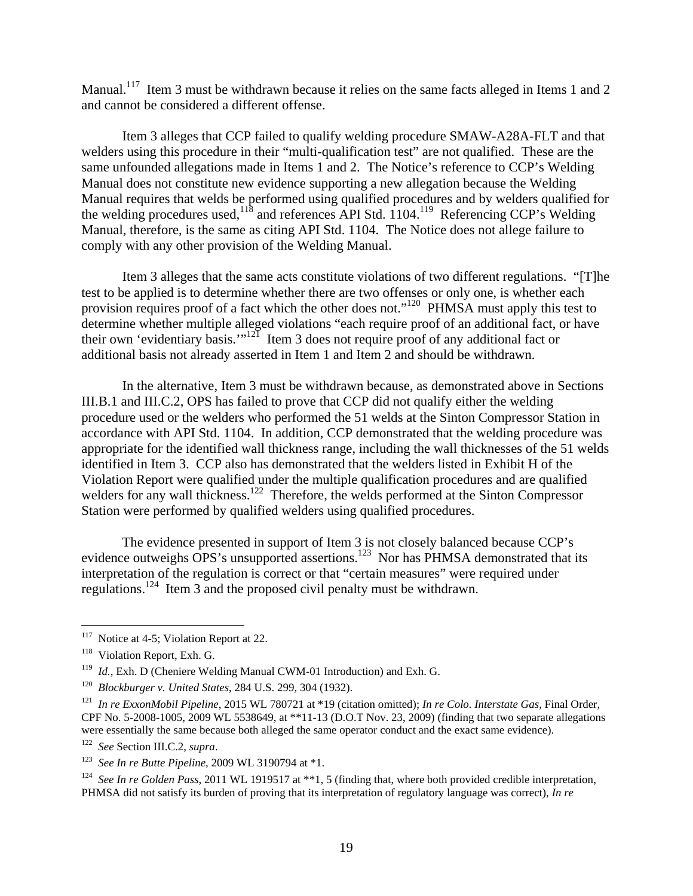Manual.[117] Item 3 must be withdrawn because it relies on the same facts alleged in Items 1 and 2 and cannot be considered a different offense.

Item 3 alleges that CCP failed to qualify welding procedure SMAW-A28A-FLT and that welders using this procedure in their "multi-qualification test" are not qualified. These are the same unfounded allegations made in Items 1 and 2. The Notice's reference to CCP's Welding Manual does not constitute new evidence supporting a new allegation because the Welding Manual requires that welds be performed using qualified procedures and by welders qualified for the welding procedures used,[118] and references API Std. 1104.[119] Referencing CCP's Welding Manual, therefore, is the same as citing API Std. 1104. The Notice does not allege failure to comply with any other provision of the Welding Manual.

Item 3 alleges that the same acts constitute violations of two different regulations. "[T]he test to be applied is to determine whether there are two offenses or only one, is whether each provision requires proof of a fact which the other does not."[120] PHMSA must apply this test to determine whether multiple alleged violations "each require proof of an additional fact, or have their own 'evidentiary basis.'"[121] Item 3 does not require proof of any additional fact or additional basis not already asserted in Item 1 and Item 2 and should be withdrawn.

In the alternative, Item 3 must be withdrawn because, as demonstrated above in Sections III.B.1 and III.C.2, OPS has failed to prove that CCP did not qualify either the welding procedure used or the welders who performed the 51 welds at the Sinton Compressor Station in accordance with API Std. 1104. In addition, CCP demonstrated that the welding procedure was appropriate for the identified wall thickness range, including the wall thicknesses of the 51 welds identified in Item 3. CCP also has demonstrated that the welders listed in Exhibit H of the Violation Report were qualified under the multiple qualification procedures and are qualified welders for any wall thickness.[122] Therefore, the welds performed at the Sinton Compressor Station were performed by qualified welders using qualified procedures.

The evidence presented in support of Item 3 is not closely balanced because CCP's evidence outweighs OPS's unsupported assertions.[123] Nor has PHMSA demonstrated that its interpretation of the regulation is correct or that "certain measures" were required under regulations.[124] Item 3 and the proposed civil penalty must be withdrawn.

---

[117] Notice at 4-5; Violation Report at 22.

[118] Violation Report, Exh. G.

[119] *Id.*, Exh. D (Cheniere Welding Manual CWM-01 Introduction) and Exh. G.

[120] *Blockburger v. United States*, 284 U.S. 299, 304 (1932).

[121] *In re ExxonMobil Pipeline*, 2015 WL 780721 at *19 (citation omitted); *In re Colo. Interstate Gas*, Final Order, CPF No. 5-2008-1005, 2009 WL 5538649, at **11-13 (D.O.T Nov. 23, 2009) (finding that two separate allegations were essentially the same because both alleged the same operator conduct and the exact same evidence).

[122] *See* Section III.C.2, *supra*.

[123] *See In re Butte Pipeline*, 2009 WL 3190794 at *1.

[124] *See In re Golden Pass*, 2011 WL 1919517 at **1, 5 (finding that, where both provided credible interpretation, PHMSA did not satisfy its burden of proving that its interpretation of regulatory language was correct), *In re*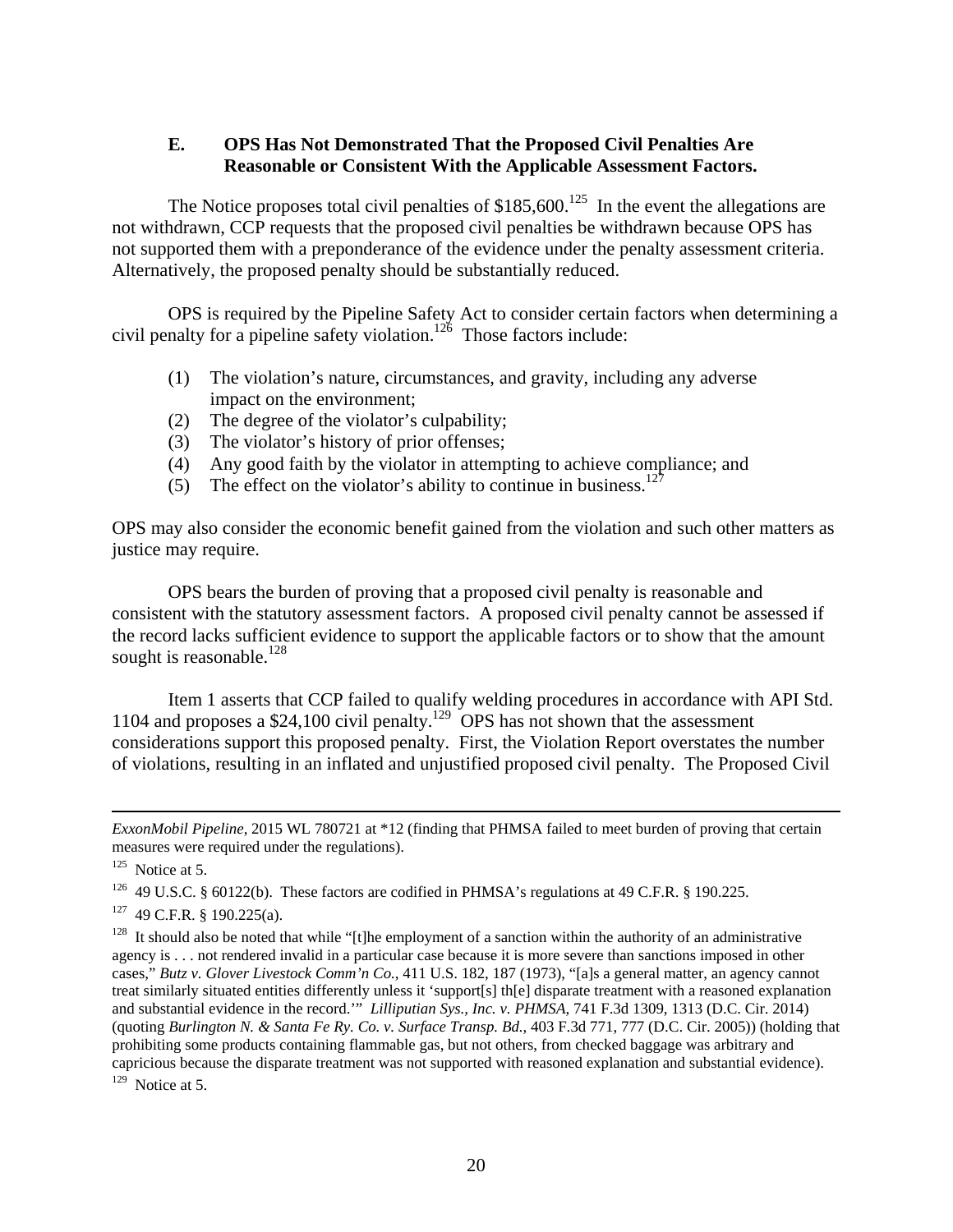### E. OPS Has Not Demonstrated That the Proposed Civil Penalties Are Reasonable or Consistent With the Applicable Assessment Factors.

The Notice proposes total civil penalties of $185,600.[125] In the event the allegations are not withdrawn, CCP requests that the proposed civil penalties be withdrawn because OPS has not supported them with a preponderance of the evidence under the penalty assessment criteria. Alternatively, the proposed penalty should be substantially reduced.

OPS is required by the Pipeline Safety Act to consider certain factors when determining a civil penalty for a pipeline safety violation.[126] Those factors include:

(1) The violation's nature, circumstances, and gravity, including any adverse impact on the environment;
(2) The degree of the violator's culpability;
(3) The violator's history of prior offenses;
(4) Any good faith by the violator in attempting to achieve compliance; and
(5) The effect on the violator's ability to continue in business.[127]

OPS may also consider the economic benefit gained from the violation and such other matters as justice may require.

OPS bears the burden of proving that a proposed civil penalty is reasonable and consistent with the statutory assessment factors. A proposed civil penalty cannot be assessed if the record lacks sufficient evidence to support the applicable factors or to show that the amount sought is reasonable.[128]

Item 1 asserts that CCP failed to qualify welding procedures in accordance with API Std. 1104 and proposes a $24,100 civil penalty.[129] OPS has not shown that the assessment considerations support this proposed penalty. First, the Violation Report overstates the number of violations, resulting in an inflated and unjustified proposed civil penalty. The Proposed Civil

---

*ExxonMobil Pipeline*, 2015 WL 780721 at *12 (finding that PHMSA failed to meet burden of proving that certain measures were required under the regulations).

[125] Notice at 5.

[126] 49 U.S.C. § 60122(b). These factors are codified in PHMSA's regulations at 49 C.F.R. § 190.225.

[127] 49 C.F.R. § 190.225(a).

[128] It should also be noted that while "[t]he employment of a sanction within the authority of an administrative agency is . . . not rendered invalid in a particular case because it is more severe than sanctions imposed in other cases," *Butz v. Glover Livestock Comm'n Co.*, 411 U.S. 182, 187 (1973), "[a]s a general matter, an agency cannot treat similarly situated entities differently unless it 'support[s] th[e] disparate treatment with a reasoned explanation and substantial evidence in the record.'" *Lilliputian Sys., Inc. v. PHMSA*, 741 F.3d 1309, 1313 (D.C. Cir. 2014) (quoting *Burlington N. & Santa Fe Ry. Co. v. Surface Transp. Bd.*, 403 F.3d 771, 777 (D.C. Cir. 2005)) (holding that prohibiting some products containing flammable gas, but not others, from checked baggage was arbitrary and capricious because the disparate treatment was not supported with reasoned explanation and substantial evidence).

[129] Notice at 5.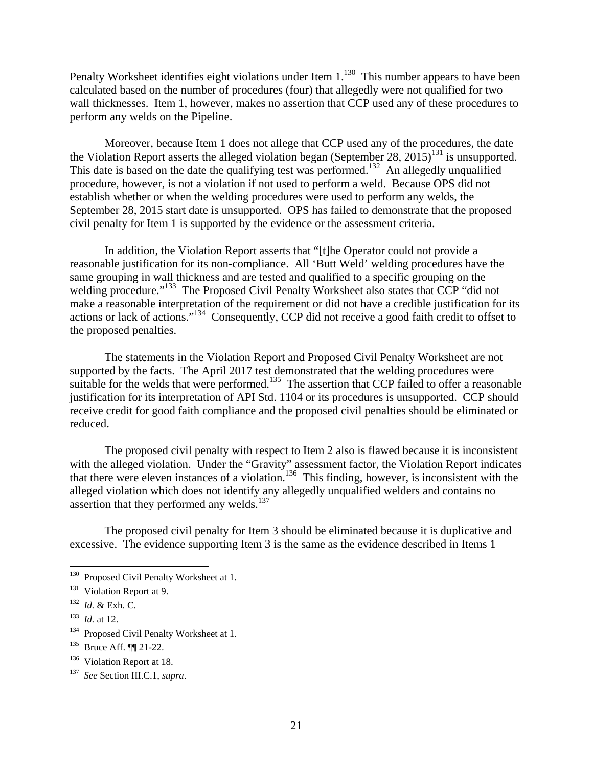Penalty Worksheet identifies eight violations under Item 1.[130] This number appears to have been calculated based on the number of procedures (four) that allegedly were not qualified for two wall thicknesses. Item 1, however, makes no assertion that CCP used any of these procedures to perform any welds on the Pipeline.

Moreover, because Item 1 does not allege that CCP used any of the procedures, the date the Violation Report asserts the alleged violation began (September 28, 2015)[131] is unsupported. This date is based on the date the qualifying test was performed.[132] An allegedly unqualified procedure, however, is not a violation if not used to perform a weld. Because OPS did not establish whether or when the welding procedures were used to perform any welds, the September 28, 2015 start date is unsupported. OPS has failed to demonstrate that the proposed civil penalty for Item 1 is supported by the evidence or the assessment criteria.

In addition, the Violation Report asserts that "[t]he Operator could not provide a reasonable justification for its non-compliance. All 'Butt Weld' welding procedures have the same grouping in wall thickness and are tested and qualified to a specific grouping on the welding procedure."[133] The Proposed Civil Penalty Worksheet also states that CCP "did not make a reasonable interpretation of the requirement or did not have a credible justification for its actions or lack of actions."[134] Consequently, CCP did not receive a good faith credit to offset to the proposed penalties.

The statements in the Violation Report and Proposed Civil Penalty Worksheet are not supported by the facts. The April 2017 test demonstrated that the welding procedures were suitable for the welds that were performed.[135] The assertion that CCP failed to offer a reasonable justification for its interpretation of API Std. 1104 or its procedures is unsupported. CCP should receive credit for good faith compliance and the proposed civil penalties should be eliminated or reduced.

The proposed civil penalty with respect to Item 2 also is flawed because it is inconsistent with the alleged violation. Under the "Gravity" assessment factor, the Violation Report indicates that there were eleven instances of a violation.[136] This finding, however, is inconsistent with the alleged violation which does not identify any allegedly unqualified welders and contains no assertion that they performed any welds.[137]

The proposed civil penalty for Item 3 should be eliminated because it is duplicative and excessive. The evidence supporting Item 3 is the same as the evidence described in Items 1

---

[130] Proposed Civil Penalty Worksheet at 1.

[131] Violation Report at 9.

[132] *Id.* & Exh. C.

[133] *Id.* at 12.

[134] Proposed Civil Penalty Worksheet at 1.

[135] Bruce Aff. ¶¶ 21-22.

[136] Violation Report at 18.

[137] *See* Section III.C.1, *supra*.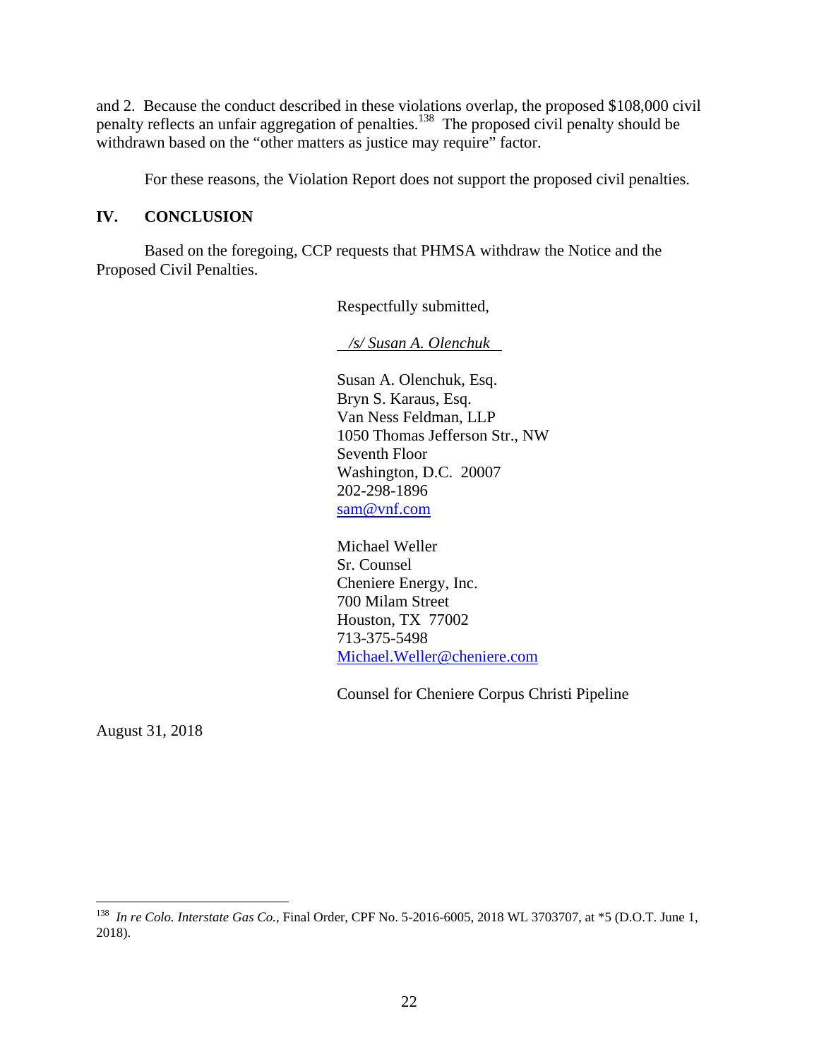and 2. Because the conduct described in these violations overlap, the proposed $108,000 civil penalty reflects an unfair aggregation of penalties.[138] The proposed civil penalty should be withdrawn based on the "other matters as justice may require" factor.

For these reasons, the Violation Report does not support the proposed civil penalties.

## IV. CONCLUSION

Based on the foregoing, CCP requests that PHMSA withdraw the Notice and the Proposed Civil Penalties.

Respectfully submitted,

*/s/ Susan A. Olenchuk*

Susan A. Olenchuk, Esq.
Bryn S. Karaus, Esq.
Van Ness Feldman, LLP
1050 Thomas Jefferson Str., NW
Seventh Floor
Washington, D.C. 20007
202-298-1896
sam@vnf.com

Michael Weller
Sr. Counsel
Cheniere Energy, Inc.
700 Milam Street
Houston, TX 77002
713-375-5498
Michael.Weller@cheniere.com

Counsel for Cheniere Corpus Christi Pipeline

August 31, 2018

---

[138] *In re Colo. Interstate Gas Co.*, Final Order, CPF No. 5-2016-6005, 2018 WL 3703707, at *5 (D.O.T. June 1, 2018).